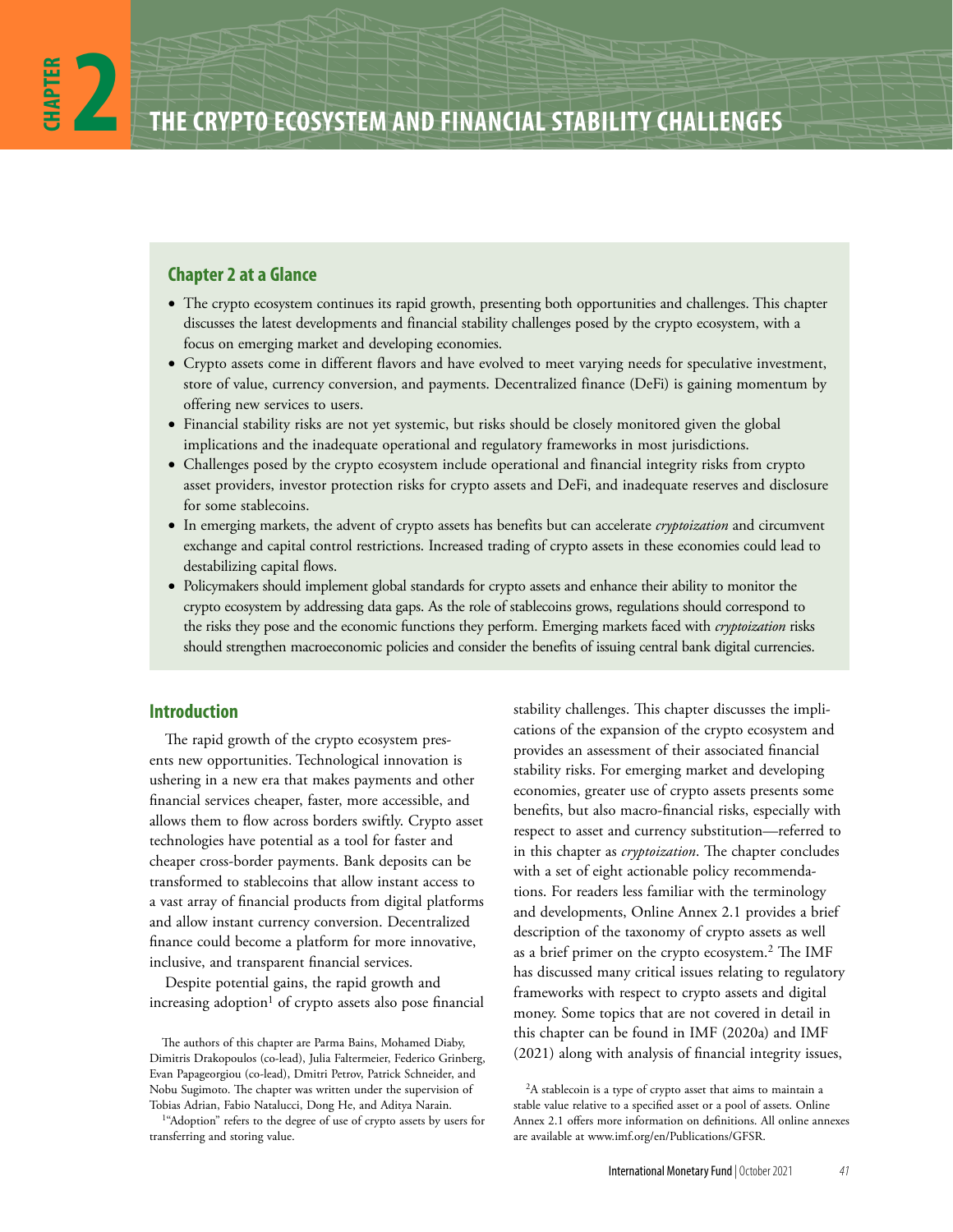# CHAPTER 2 THE CRYPTO ECOSYSTEM AND FINANCIAL STABILITY CHALLENGES

## Chapter 2 at a Glance

- The crypto ecosystem continues its rapid growth, presenting both opportunities and challenges. This chapter discusses the latest developments and financial stability challenges posed by the crypto ecosystem, with a focus on emerging market and developing economies.
- Crypto assets come in different flavors and have evolved to meet varying needs for speculative investment, store of value, currency conversion, and payments. Decentralized finance (DeFi) is gaining momentum by offering new services to users.
- Financial stability risks are not yet systemic, but risks should be closely monitored given the global implications and the inadequate operational and regulatory frameworks in most jurisdictions.
- Challenges posed by the crypto ecosystem include operational and financial integrity risks from crypto asset providers, investor protection risks for crypto assets and DeFi, and inadequate reserves and disclosure for some stablecoins.
- In emerging markets, the advent of crypto assets has benefits but can accelerate *cryptoization* and circumvent exchange and capital control restrictions. Increased trading of crypto assets in these economies could lead to destabilizing capital flows.
- Policymakers should implement global standards for crypto assets and enhance their ability to monitor the crypto ecosystem by addressing data gaps. As the role of stablecoins grows, regulations should correspond to the risks they pose and the economic functions they perform. Emerging markets faced with *cryptoization* risks should strengthen macroeconomic policies and consider the benefits of issuing central bank digital currencies.

## Introduction

The rapid growth of the crypto ecosystem presents new opportunities. Technological innovation is ushering in a new era that makes payments and other financial services cheaper, faster, more accessible, and allows them to flow across borders swiftly. Crypto asset technologies have potential as a tool for faster and cheaper cross-border payments. Bank deposits can be transformed to stablecoins that allow instant access to a vast array of financial products from digital platforms and allow instant currency conversion. Decentralized finance could become a platform for more innovative, inclusive, and transparent financial services.

Despite potential gains, the rapid growth and increasing adoption[1] of crypto assets also pose financial stability challenges. This chapter discusses the implications of the expansion of the crypto ecosystem and provides an assessment of their associated financial stability risks. For emerging market and developing economies, greater use of crypto assets presents some benefits, but also macro-financial risks, especially with respect to asset and currency substitution—referred to in this chapter as *cryptoization*. The chapter concludes with a set of eight actionable policy recommendations. For readers less familiar with the terminology and developments, Online Annex 2.1 provides a brief description of the taxonomy of crypto assets as well as a brief primer on the crypto ecosystem.[2] The IMF has discussed many critical issues relating to regulatory frameworks with respect to crypto assets and digital money. Some topics that are not covered in detail in this chapter can be found in IMF (2020a) and IMF (2021) along with analysis of financial integrity issues,

The authors of this chapter are Parma Bains, Mohamed Diaby, Dimitris Drakopoulos (co-lead), Julia Faltermeier, Federico Grinberg, Evan Papageorgiou (co-lead), Dmitri Petrov, Patrick Schneider, and Nobu Sugimoto. The chapter was written under the supervision of Tobias Adrian, Fabio Natalucci, Dong He, and Aditya Narain.

[1]"Adoption" refers to the degree of use of crypto assets by users for transferring and storing value.

[2]A stablecoin is a type of crypto asset that aims to maintain a stable value relative to a specified asset or a pool of assets. Online Annex 2.1 offers more information on definitions. All online annexes are available at www.imf.org/en/Publications/GFSR.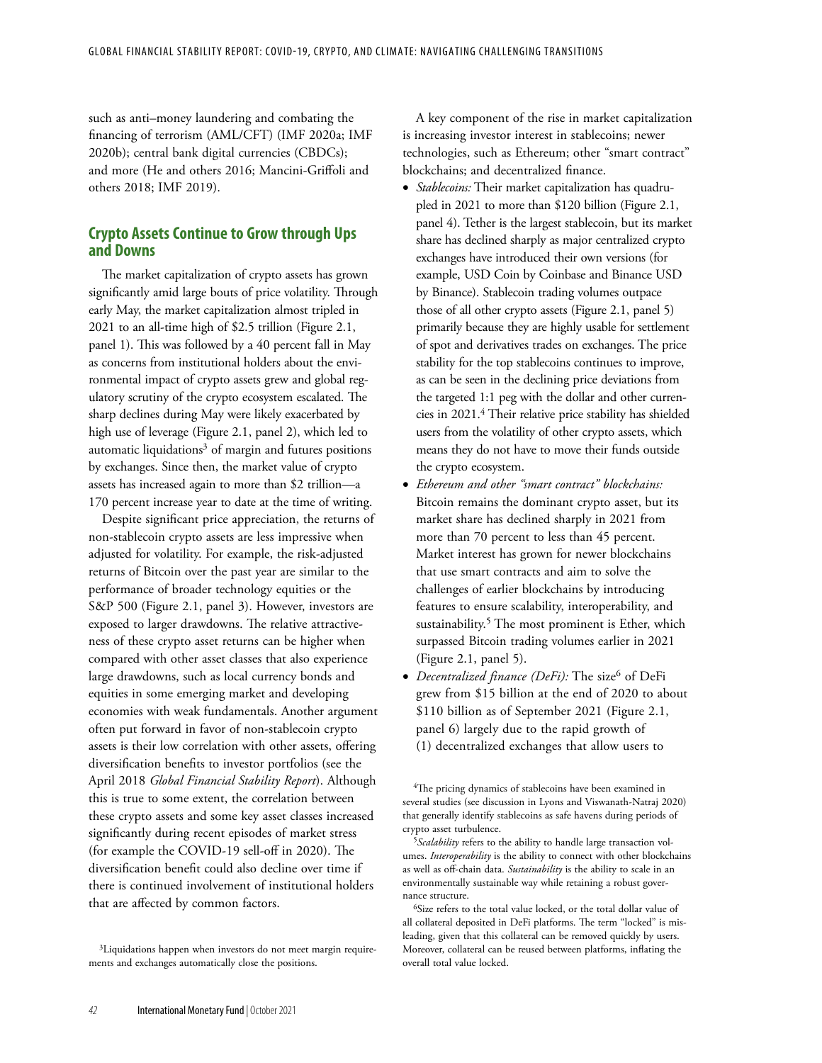such as anti–money laundering and combating the financing of terrorism (AML/CFT) (IMF 2020a; IMF 2020b); central bank digital currencies (CBDCs); and more (He and others 2016; Mancini-Griffoli and others 2018; IMF 2019).

## Crypto Assets Continue to Grow through Ups and Downs

The market capitalization of crypto assets has grown significantly amid large bouts of price volatility. Through early May, the market capitalization almost tripled in 2021 to an all-time high of $2.5 trillion (Figure 2.1, panel 1). This was followed by a 40 percent fall in May as concerns from institutional holders about the environmental impact of crypto assets grew and global regulatory scrutiny of the crypto ecosystem escalated. The sharp declines during May were likely exacerbated by high use of leverage (Figure 2.1, panel 2), which led to automatic liquidations[3] of margin and futures positions by exchanges. Since then, the market value of crypto assets has increased again to more than $2 trillion—a 170 percent increase year to date at the time of writing.

Despite significant price appreciation, the returns of non-stablecoin crypto assets are less impressive when adjusted for volatility. For example, the risk-adjusted returns of Bitcoin over the past year are similar to the performance of broader technology equities or the S&P 500 (Figure 2.1, panel 3). However, investors are exposed to larger drawdowns. The relative attractiveness of these crypto asset returns can be higher when compared with other asset classes that also experience large drawdowns, such as local currency bonds and equities in some emerging market and developing economies with weak fundamentals. Another argument often put forward in favor of non-stablecoin crypto assets is their low correlation with other assets, offering diversification benefits to investor portfolios (see the April 2018 *Global Financial Stability Report*). Although this is true to some extent, the correlation between these crypto assets and some key asset classes increased significantly during recent episodes of market stress (for example the COVID-19 sell-off in 2020). The diversification benefit could also decline over time if there is continued involvement of institutional holders that are affected by common factors.

A key component of the rise in market capitalization is increasing investor interest in stablecoins; newer technologies, such as Ethereum; other "smart contract" blockchains; and decentralized finance.

- *Stablecoins:* Their market capitalization has quadrupled in 2021 to more than $120 billion (Figure 2.1, panel 4). Tether is the largest stablecoin, but its market share has declined sharply as major centralized crypto exchanges have introduced their own versions (for example, USD Coin by Coinbase and Binance USD by Binance). Stablecoin trading volumes outpace those of all other crypto assets (Figure 2.1, panel 5) primarily because they are highly usable for settlement of spot and derivatives trades on exchanges. The price stability for the top stablecoins continues to improve, as can be seen in the declining price deviations from the targeted 1:1 peg with the dollar and other currencies in 2021.[4] Their relative price stability has shielded users from the volatility of other crypto assets, which means they do not have to move their funds outside the crypto ecosystem.
- *Ethereum and other "smart contract" blockchains:* Bitcoin remains the dominant crypto asset, but its market share has declined sharply in 2021 from more than 70 percent to less than 45 percent. Market interest has grown for newer blockchains that use smart contracts and aim to solve the challenges of earlier blockchains by introducing features to ensure scalability, interoperability, and sustainability.[5] The most prominent is Ether, which surpassed Bitcoin trading volumes earlier in 2021 (Figure 2.1, panel 5).
- *Decentralized finance (DeFi):* The size[6] of DeFi grew from $15 billion at the end of 2020 to about $110 billion as of September 2021 (Figure 2.1, panel 6) largely due to the rapid growth of (1) decentralized exchanges that allow users to

---

[3]Liquidations happen when investors do not meet margin requirements and exchanges automatically close the positions.

[4]The pricing dynamics of stablecoins have been examined in several studies (see discussion in Lyons and Viswanath-Natraj 2020) that generally identify stablecoins as safe havens during periods of crypto asset turbulence.

[5]*Scalability* refers to the ability to handle large transaction volumes. *Interoperability* is the ability to connect with other blockchains as well as off-chain data. *Sustainability* is the ability to scale in an environmentally sustainable way while retaining a robust governance structure.

[6]Size refers to the total value locked, or the total dollar value of all collateral deposited in DeFi platforms. The term "locked" is misleading, given that this collateral can be removed quickly by users. Moreover, collateral can be reused between platforms, inflating the overall total value locked.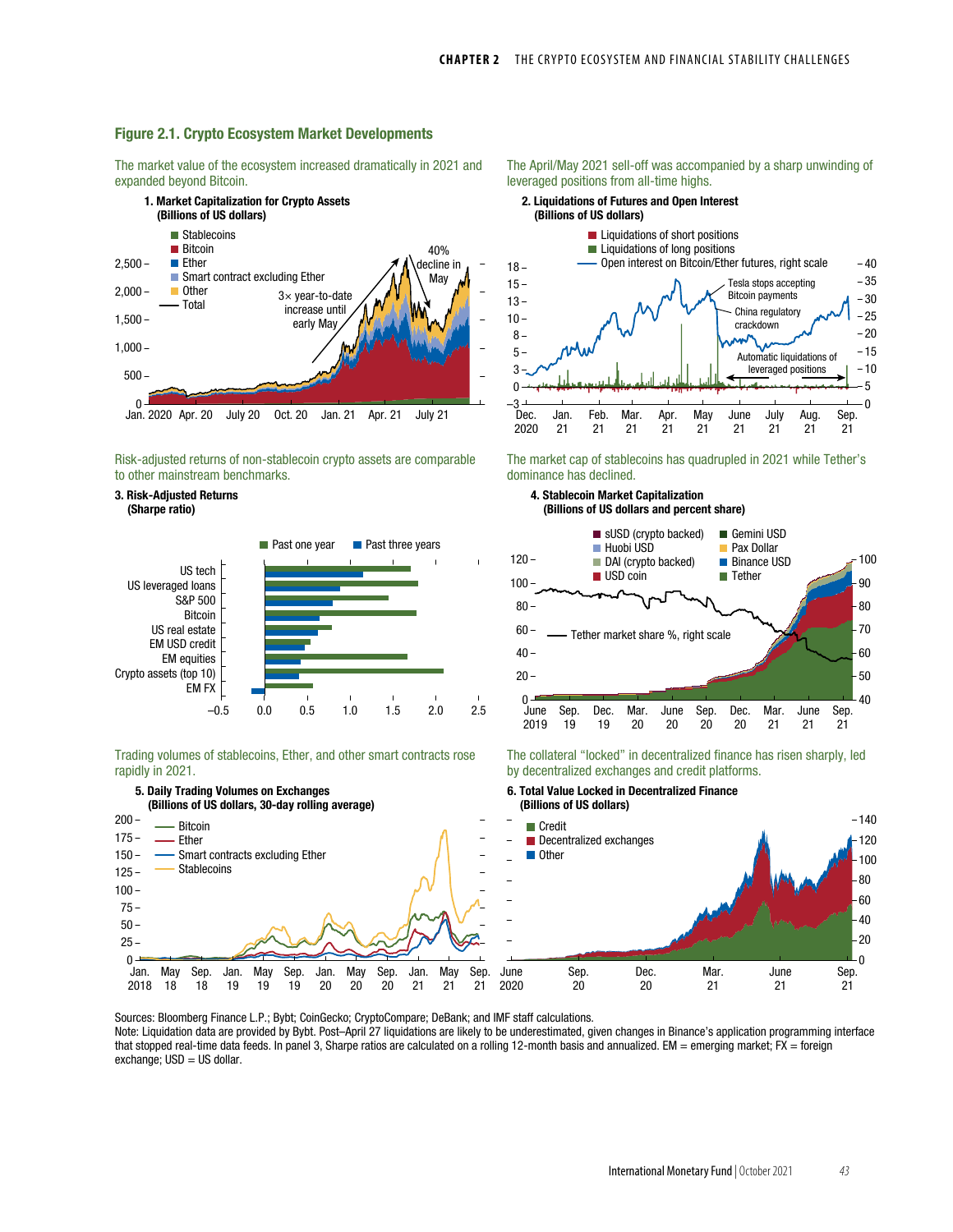### Figure 2.1. Crypto Ecosystem Market Developments

The market value of the ecosystem increased dramatically in 2021 and expanded beyond Bitcoin.

**1. Market Capitalization for Crypto Assets (Billions of US dollars)**

Stablecoins; Bitcoin; Ether; Smart contract excluding Ether; Other; Total

3× year-to-date increase until early May

40% decline in May

The April/May 2021 sell-off was accompanied by a sharp unwinding of leveraged positions from all-time highs.

**2. Liquidations of Futures and Open Interest (Billions of US dollars)**

Liquidations of short positions; Liquidations of long positions; Open interest on Bitcoin/Ether futures, right scale

Tesla stops accepting Bitcoin payments

China regulatory crackdown

Automatic liquidations of leveraged positions

Risk-adjusted returns of non-stablecoin crypto assets are comparable to other mainstream benchmarks.

**3. Risk-Adjusted Returns (Sharpe ratio)**

Past one year; Past three years

US tech; US leveraged loans; S&P 500; Bitcoin; US real estate; EM USD credit; EM equities; Crypto assets (top 10); EM FX

The market cap of stablecoins has quadrupled in 2021 while Tether's dominance has declined.

**4. Stablecoin Market Capitalization (Billions of US dollars and percent share)**

sUSD (crypto backed); Huobi USD; DAI (crypto backed); USD coin; Gemini USD; Pax Dollar; Binance USD; Tether

Tether market share %, right scale

Trading volumes of stablecoins, Ether, and other smart contracts rose rapidly in 2021.

**5. Daily Trading Volumes on Exchanges (Billions of US dollars, 30-day rolling average)**

Bitcoin; Ether; Smart contracts excluding Ether; Stablecoins

The collateral "locked" in decentralized finance has risen sharply, led by decentralized exchanges and credit platforms.

**6. Total Value Locked in Decentralized Finance (Billions of US dollars)**

Credit; Decentralized exchanges; Other

Sources: Bloomberg Finance L.P.; Bybt; CoinGecko; CryptoCompare; DeBank; and IMF staff calculations.

Note: Liquidation data are provided by Bybt. Post–April 27 liquidations are likely to be underestimated, given changes in Binance's application programming interface that stopped real-time data feeds. In panel 3, Sharpe ratios are calculated on a rolling 12-month basis and annualized. EM = emerging market; FX = foreign exchange; USD = US dollar.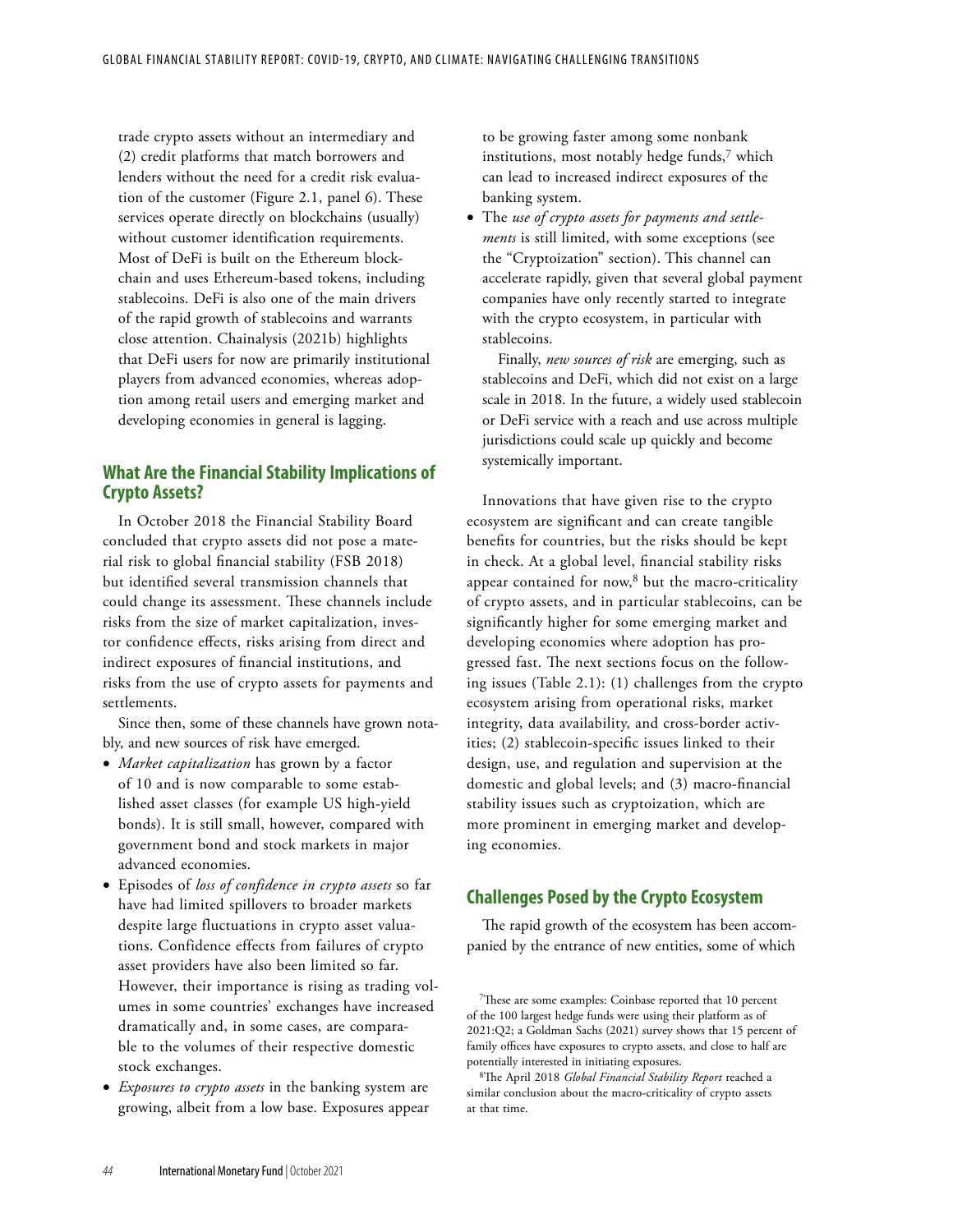trade crypto assets without an intermediary and (2) credit platforms that match borrowers and lenders without the need for a credit risk evaluation of the customer (Figure 2.1, panel 6). These services operate directly on blockchains (usually) without customer identification requirements. Most of DeFi is built on the Ethereum blockchain and uses Ethereum-based tokens, including stablecoins. DeFi is also one of the main drivers of the rapid growth of stablecoins and warrants close attention. Chainalysis (2021b) highlights that DeFi users for now are primarily institutional players from advanced economies, whereas adoption among retail users and emerging market and developing economies in general is lagging.

## What Are the Financial Stability Implications of Crypto Assets?

In October 2018 the Financial Stability Board concluded that crypto assets did not pose a material risk to global financial stability (FSB 2018) but identified several transmission channels that could change its assessment. These channels include risks from the size of market capitalization, investor confidence effects, risks arising from direct and indirect exposures of financial institutions, and risks from the use of crypto assets for payments and settlements.

Since then, some of these channels have grown notably, and new sources of risk have emerged.

- *Market capitalization* has grown by a factor of 10 and is now comparable to some established asset classes (for example US high-yield bonds). It is still small, however, compared with government bond and stock markets in major advanced economies.
- Episodes of *loss of confidence in crypto assets* so far have had limited spillovers to broader markets despite large fluctuations in crypto asset valuations. Confidence effects from failures of crypto asset providers have also been limited so far. However, their importance is rising as trading volumes in some countries' exchanges have increased dramatically and, in some cases, are comparable to the volumes of their respective domestic stock exchanges.
- *Exposures to crypto assets* in the banking system are growing, albeit from a low base. Exposures appear to be growing faster among some nonbank institutions, most notably hedge funds,[7] which can lead to increased indirect exposures of the banking system.
- The *use of crypto assets for payments and settlements* is still limited, with some exceptions (see the "Cryptoization" section). This channel can accelerate rapidly, given that several global payment companies have only recently started to integrate with the crypto ecosystem, in particular with stablecoins.

  Finally, *new sources of risk* are emerging, such as stablecoins and DeFi, which did not exist on a large scale in 2018. In the future, a widely used stablecoin or DeFi service with a reach and use across multiple jurisdictions could scale up quickly and become systemically important.

Innovations that have given rise to the crypto ecosystem are significant and can create tangible benefits for countries, but the risks should be kept in check. At a global level, financial stability risks appear contained for now,[8] but the macro-criticality of crypto assets, and in particular stablecoins, can be significantly higher for some emerging market and developing economies where adoption has progressed fast. The next sections focus on the following issues (Table 2.1): (1) challenges from the crypto ecosystem arising from operational risks, market integrity, data availability, and cross-border activities; (2) stablecoin-specific issues linked to their design, use, and regulation and supervision at the domestic and global levels; and (3) macro-financial stability issues such as cryptoization, which are more prominent in emerging market and developing economies.

## Challenges Posed by the Crypto Ecosystem

The rapid growth of the ecosystem has been accompanied by the entrance of new entities, some of which

[7]These are some examples: Coinbase reported that 10 percent of the 100 largest hedge funds were using their platform as of 2021:Q2; a Goldman Sachs (2021) survey shows that 15 percent of family offices have exposures to crypto assets, and close to half are potentially interested in initiating exposures.

[8]The April 2018 *Global Financial Stability Report* reached a similar conclusion about the macro-criticality of crypto assets at that time.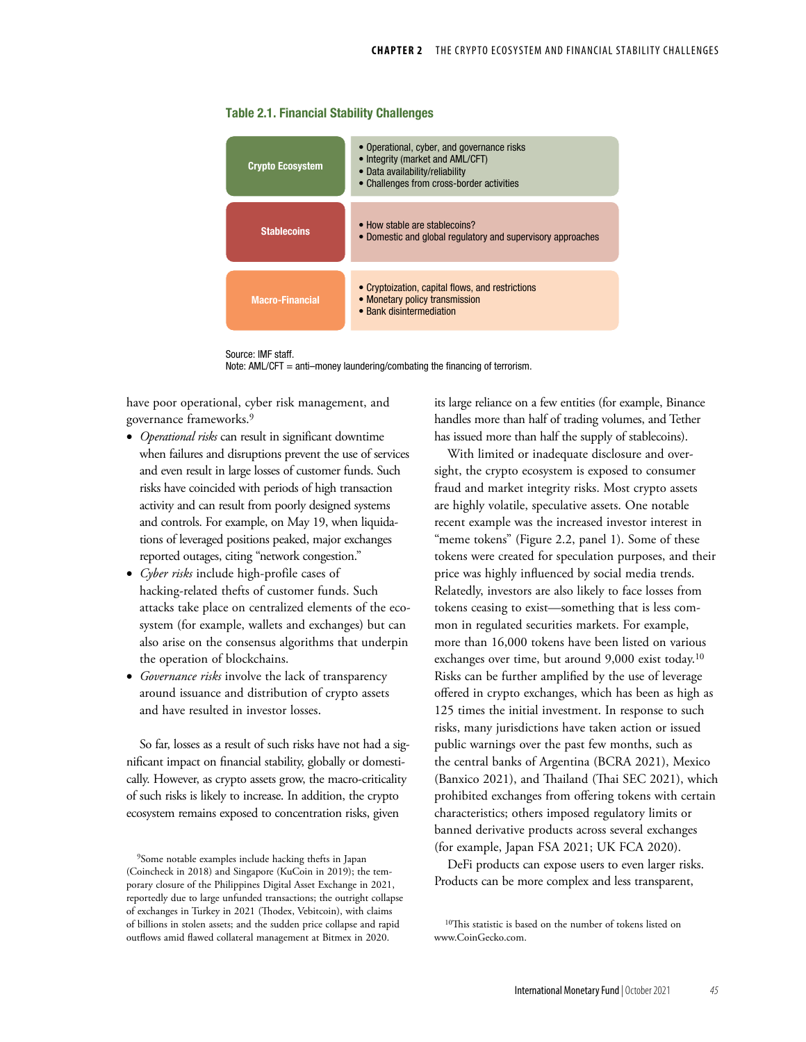**Table 2.1. Financial Stability Challenges**

| | |
|---|---|
| **Crypto Ecosystem** | • Operational, cyber, and governance risks<br>• Integrity (market and AML/CFT)<br>• Data availability/reliability<br>• Challenges from cross-border activities |
| **Stablecoins** | • How stable are stablecoins?<br>• Domestic and global regulatory and supervisory approaches |
| **Macro-Financial** | • Cryptoization, capital flows, and restrictions<br>• Monetary policy transmission<br>• Bank disintermediation |

Source: IMF staff.
Note: AML/CFT = anti–money laundering/combating the financing of terrorism.

have poor operational, cyber risk management, and governance frameworks.[9]

- *Operational risks* can result in significant downtime when failures and disruptions prevent the use of services and even result in large losses of customer funds. Such risks have coincided with periods of high transaction activity and can result from poorly designed systems and controls. For example, on May 19, when liquidations of leveraged positions peaked, major exchanges reported outages, citing "network congestion."
- *Cyber risks* include high-profile cases of hacking-related thefts of customer funds. Such attacks take place on centralized elements of the ecosystem (for example, wallets and exchanges) but can also arise on the consensus algorithms that underpin the operation of blockchains.
- *Governance risks* involve the lack of transparency around issuance and distribution of crypto assets and have resulted in investor losses.

So far, losses as a result of such risks have not had a significant impact on financial stability, globally or domestically. However, as crypto assets grow, the macro-criticality of such risks is likely to increase. In addition, the crypto ecosystem remains exposed to concentration risks, given its large reliance on a few entities (for example, Binance handles more than half of trading volumes, and Tether has issued more than half the supply of stablecoins).

With limited or inadequate disclosure and oversight, the crypto ecosystem is exposed to consumer fraud and market integrity risks. Most crypto assets are highly volatile, speculative assets. One notable recent example was the increased investor interest in "meme tokens" (Figure 2.2, panel 1). Some of these tokens were created for speculation purposes, and their price was highly influenced by social media trends. Relatedly, investors are also likely to face losses from tokens ceasing to exist—something that is less common in regulated securities markets. For example, more than 16,000 tokens have been listed on various exchanges over time, but around 9,000 exist today.[10] Risks can be further amplified by the use of leverage offered in crypto exchanges, which has been as high as 125 times the initial investment. In response to such risks, many jurisdictions have taken action or issued public warnings over the past few months, such as the central banks of Argentina (BCRA 2021), Mexico (Banxico 2021), and Thailand (Thai SEC 2021), which prohibited exchanges from offering tokens with certain characteristics; others imposed regulatory limits or banned derivative products across several exchanges (for example, Japan FSA 2021; UK FCA 2020).

DeFi products can expose users to even larger risks. Products can be more complex and less transparent,

[9]Some notable examples include hacking thefts in Japan (Coincheck in 2018) and Singapore (KuCoin in 2019); the temporary closure of the Philippines Digital Asset Exchange in 2021, reportedly due to large unfunded transactions; the outright collapse of exchanges in Turkey in 2021 (Thodex, Vebitcoin), with claims of billions in stolen assets; and the sudden price collapse and rapid outflows amid flawed collateral management at Bitmex in 2020.

[10]This statistic is based on the number of tokens listed on www.CoinGecko.com.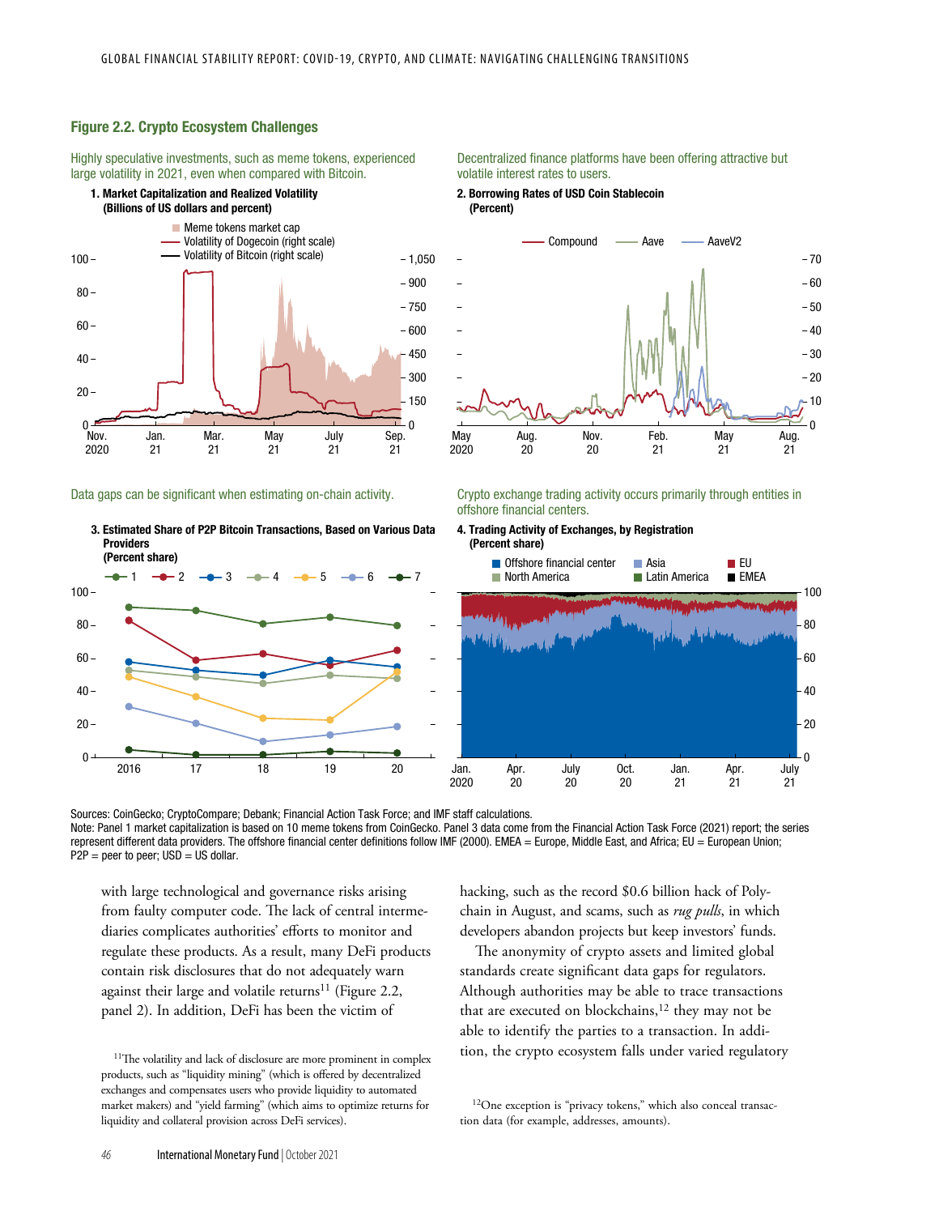### Figure 2.2. Crypto Ecosystem Challenges

Highly speculative investments, such as meme tokens, experienced large volatility in 2021, even when compared with Bitcoin.

**1. Market Capitalization and Realized Volatility**
**(Billions of US dollars and percent)**

Decentralized finance platforms have been offering attractive but volatile interest rates to users.

**2. Borrowing Rates of USD Coin Stablecoin**
**(Percent)**

Data gaps can be significant when estimating on-chain activity.

**3. Estimated Share of P2P Bitcoin Transactions, Based on Various Data Providers**
**(Percent share)**

Crypto exchange trading activity occurs primarily through entities in offshore financial centers.

**4. Trading Activity of Exchanges, by Registration**
**(Percent share)**

Sources: CoinGecko; CryptoCompare; Debank; Financial Action Task Force; and IMF staff calculations.
Note: Panel 1 market capitalization is based on 10 meme tokens from CoinGecko. Panel 3 data come from the Financial Action Task Force (2021) report; the series represent different data providers. The offshore financial center definitions follow IMF (2000). EMEA = Europe, Middle East, and Africa; EU = European Union; P2P = peer to peer; USD = US dollar.

with large technological and governance risks arising from faulty computer code. The lack of central intermediaries complicates authorities' efforts to monitor and regulate these products. As a result, many DeFi products contain risk disclosures that do not adequately warn against their large and volatile returns[11] (Figure 2.2, panel 2). In addition, DeFi has been the victim of hacking, such as the record $0.6 billion hack of Polychain in August, and scams, such as *rug pulls*, in which developers abandon projects but keep investors' funds.

The anonymity of crypto assets and limited global standards create significant data gaps for regulators. Although authorities may be able to trace transactions that are executed on blockchains,[12] they may not be able to identify the parties to a transaction. In addition, the crypto ecosystem falls under varied regulatory

[11]The volatility and lack of disclosure are more prominent in complex products, such as "liquidity mining" (which is offered by decentralized exchanges and compensates users who provide liquidity to automated market makers) and "yield farming" (which aims to optimize returns for liquidity and collateral provision across DeFi services).

[12]One exception is "privacy tokens," which also conceal transaction data (for example, addresses, amounts).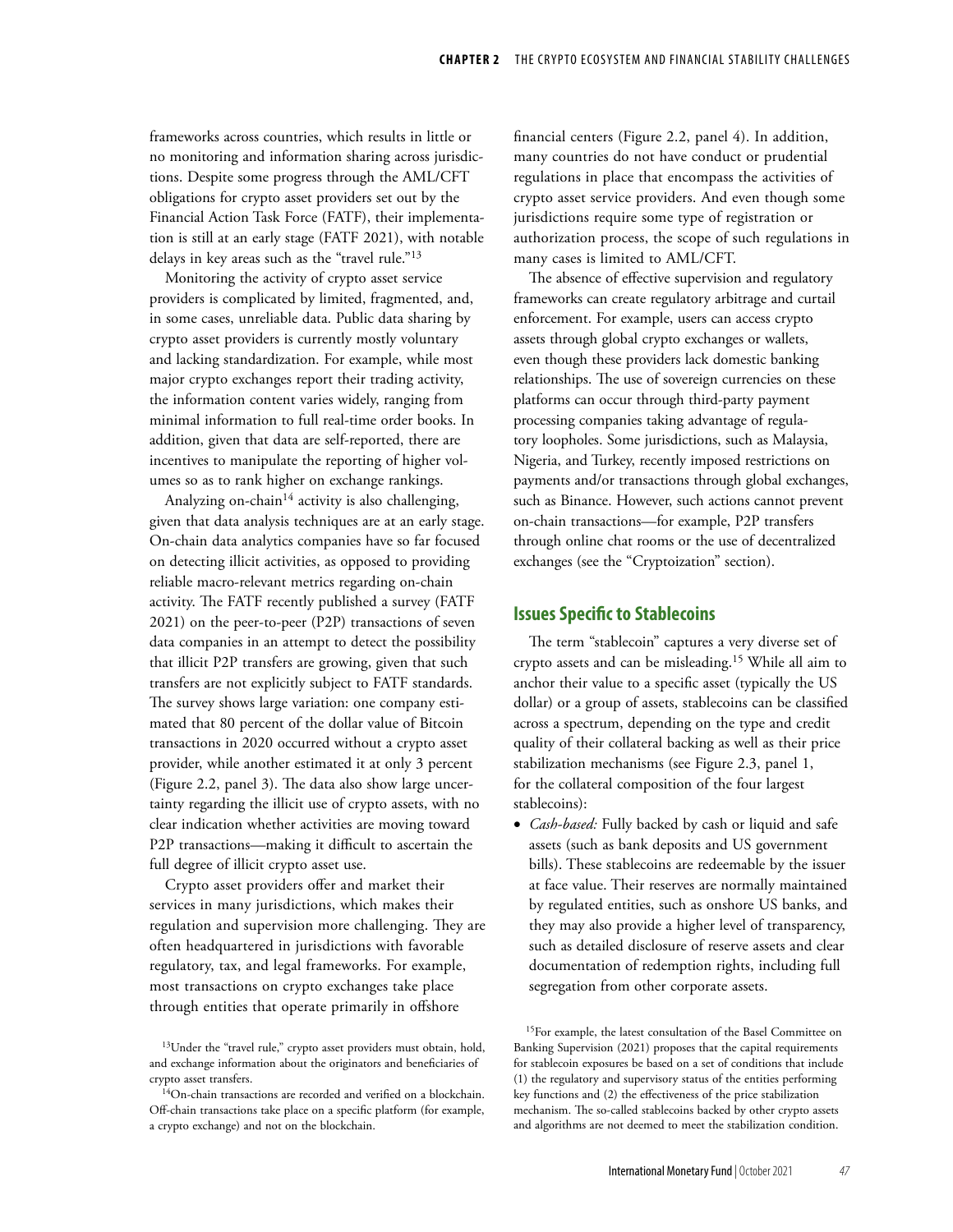frameworks across countries, which results in little or no monitoring and information sharing across jurisdictions. Despite some progress through the AML/CFT obligations for crypto asset providers set out by the Financial Action Task Force (FATF), their implementation is still at an early stage (FATF 2021), with notable delays in key areas such as the "travel rule."[13]

Monitoring the activity of crypto asset service providers is complicated by limited, fragmented, and, in some cases, unreliable data. Public data sharing by crypto asset providers is currently mostly voluntary and lacking standardization. For example, while most major crypto exchanges report their trading activity, the information content varies widely, ranging from minimal information to full real-time order books. In addition, given that data are self-reported, there are incentives to manipulate the reporting of higher volumes so as to rank higher on exchange rankings.

Analyzing on-chain[14] activity is also challenging, given that data analysis techniques are at an early stage. On-chain data analytics companies have so far focused on detecting illicit activities, as opposed to providing reliable macro-relevant metrics regarding on-chain activity. The FATF recently published a survey (FATF 2021) on the peer-to-peer (P2P) transactions of seven data companies in an attempt to detect the possibility that illicit P2P transfers are growing, given that such transfers are not explicitly subject to FATF standards. The survey shows large variation: one company estimated that 80 percent of the dollar value of Bitcoin transactions in 2020 occurred without a crypto asset provider, while another estimated it at only 3 percent (Figure 2.2, panel 3). The data also show large uncertainty regarding the illicit use of crypto assets, with no clear indication whether activities are moving toward P2P transactions—making it difficult to ascertain the full degree of illicit crypto asset use.

Crypto asset providers offer and market their services in many jurisdictions, which makes their regulation and supervision more challenging. They are often headquartered in jurisdictions with favorable regulatory, tax, and legal frameworks. For example, most transactions on crypto exchanges take place through entities that operate primarily in offshore financial centers (Figure 2.2, panel 4). In addition, many countries do not have conduct or prudential regulations in place that encompass the activities of crypto asset service providers. And even though some jurisdictions require some type of registration or authorization process, the scope of such regulations in many cases is limited to AML/CFT.

The absence of effective supervision and regulatory frameworks can create regulatory arbitrage and curtail enforcement. For example, users can access crypto assets through global crypto exchanges or wallets, even though these providers lack domestic banking relationships. The use of sovereign currencies on these platforms can occur through third-party payment processing companies taking advantage of regulatory loopholes. Some jurisdictions, such as Malaysia, Nigeria, and Turkey, recently imposed restrictions on payments and/or transactions through global exchanges, such as Binance. However, such actions cannot prevent on-chain transactions—for example, P2P transfers through online chat rooms or the use of decentralized exchanges (see the "Cryptoization" section).

## Issues Specific to Stablecoins

The term "stablecoin" captures a very diverse set of crypto assets and can be misleading.[15] While all aim to anchor their value to a specific asset (typically the US dollar) or a group of assets, stablecoins can be classified across a spectrum, depending on the type and credit quality of their collateral backing as well as their price stabilization mechanisms (see Figure 2.3, panel 1, for the collateral composition of the four largest stablecoins):

- *Cash-based:* Fully backed by cash or liquid and safe assets (such as bank deposits and US government bills). These stablecoins are redeemable by the issuer at face value. Their reserves are normally maintained by regulated entities, such as onshore US banks, and they may also provide a higher level of transparency, such as detailed disclosure of reserve assets and clear documentation of redemption rights, including full segregation from other corporate assets.

[13]Under the "travel rule," crypto asset providers must obtain, hold, and exchange information about the originators and beneficiaries of crypto asset transfers.

[14]On-chain transactions are recorded and verified on a blockchain. Off-chain transactions take place on a specific platform (for example, a crypto exchange) and not on the blockchain.

[15]For example, the latest consultation of the Basel Committee on Banking Supervision (2021) proposes that the capital requirements for stablecoin exposures be based on a set of conditions that include (1) the regulatory and supervisory status of the entities performing key functions and (2) the effectiveness of the price stabilization mechanism. The so-called stablecoins backed by other crypto assets and algorithms are not deemed to meet the stabilization condition.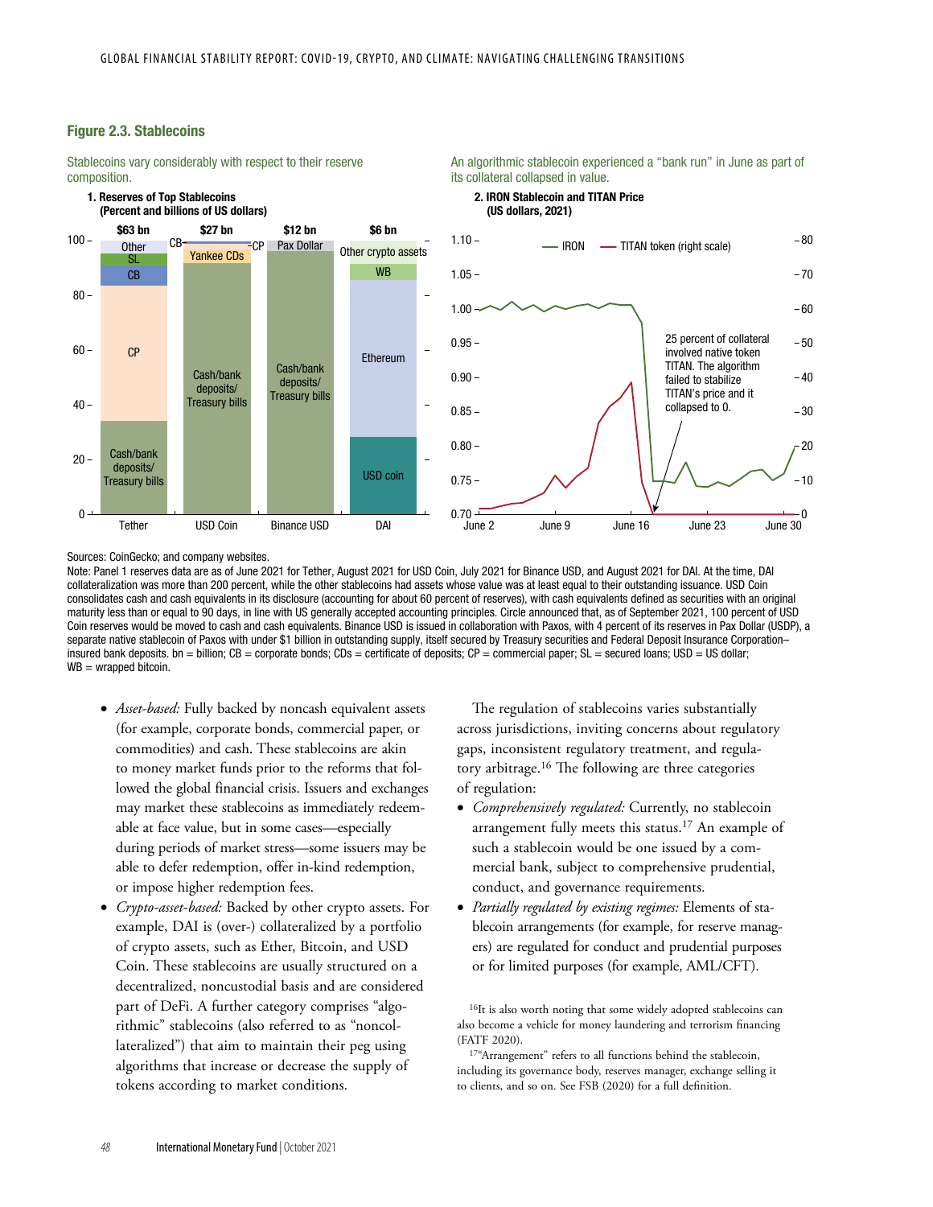**Figure 2.3. Stablecoins**

Stablecoins vary considerably with respect to their reserve composition.

**1. Reserves of Top Stablecoins (Percent and billions of US dollars)**

An algorithmic stablecoin experienced a "bank run" in June as part of its collateral collapsed in value.

**2. IRON Stablecoin and TITAN Price (US dollars, 2021)**

25 percent of collateral involved native token TITAN. The algorithm failed to stabilize TITAN's price and it collapsed to 0.

Sources: CoinGecko; and company websites.

Note: Panel 1 reserves data are as of June 2021 for Tether, August 2021 for USD Coin, July 2021 for Binance USD, and August 2021 for DAI. At the time, DAI collateralization was more than 200 percent, while the other stablecoins had assets whose value was at least equal to their outstanding issuance. USD Coin consolidates cash and cash equivalents in its disclosure (accounting for about 60 percent of reserves), with cash equivalents defined as securities with an original maturity less than or equal to 90 days, in line with US generally accepted accounting principles. Circle announced that, as of September 2021, 100 percent of USD Coin reserves would be moved to cash and cash equivalents. Binance USD is issued in collaboration with Paxos, with 4 percent of its reserves in Pax Dollar (USDP), a separate native stablecoin of Paxos with under $1 billion in outstanding supply, itself secured by Treasury securities and Federal Deposit Insurance Corporation–insured bank deposits. bn = billion; CB = corporate bonds; CDs = certificate of deposits; CP = commercial paper; SL = secured loans; USD = US dollar; WB = wrapped bitcoin.

- *Asset-based:* Fully backed by noncash equivalent assets (for example, corporate bonds, commercial paper, or commodities) and cash. These stablecoins are akin to money market funds prior to the reforms that followed the global financial crisis. Issuers and exchanges may market these stablecoins as immediately redeemable at face value, but in some cases—especially during periods of market stress—some issuers may be able to defer redemption, offer in-kind redemption, or impose higher redemption fees.
- *Crypto-asset-based:* Backed by other crypto assets. For example, DAI is (over-) collateralized by a portfolio of crypto assets, such as Ether, Bitcoin, and USD Coin. These stablecoins are usually structured on a decentralized, noncustodial basis and are considered part of DeFi. A further category comprises "algorithmic" stablecoins (also referred to as "noncollateralized") that aim to maintain their peg using algorithms that increase or decrease the supply of tokens according to market conditions.

The regulation of stablecoins varies substantially across jurisdictions, inviting concerns about regulatory gaps, inconsistent regulatory treatment, and regulatory arbitrage.[16] The following are three categories of regulation:

- *Comprehensively regulated:* Currently, no stablecoin arrangement fully meets this status.[17] An example of such a stablecoin would be one issued by a commercial bank, subject to comprehensive prudential, conduct, and governance requirements.
- *Partially regulated by existing regimes:* Elements of stablecoin arrangements (for example, for reserve managers) are regulated for conduct and prudential purposes or for limited purposes (for example, AML/CFT).

[16]It is also worth noting that some widely adopted stablecoins can also become a vehicle for money laundering and terrorism financing (FATF 2020).

[17]"Arrangement" refers to all functions behind the stablecoin, including its governance body, reserves manager, exchange selling it to clients, and so on. See FSB (2020) for a full definition.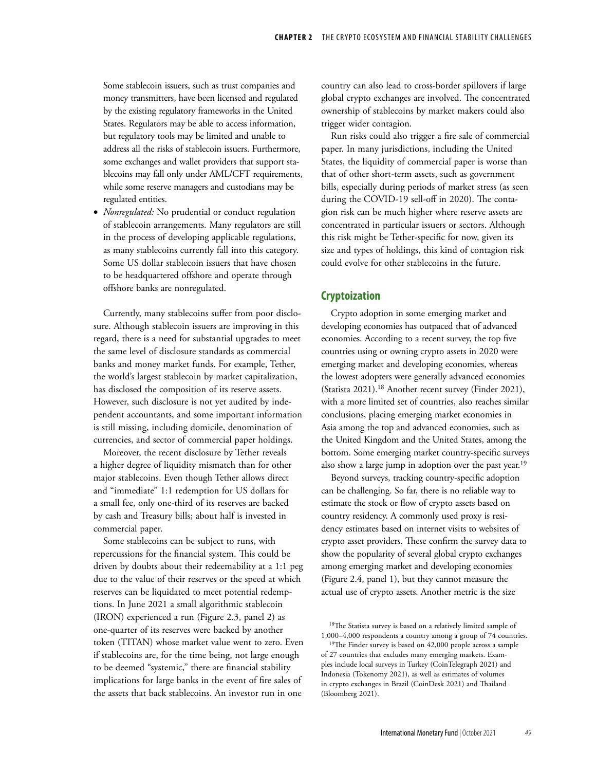Some stablecoin issuers, such as trust companies and money transmitters, have been licensed and regulated by the existing regulatory frameworks in the United States. Regulators may be able to access information, but regulatory tools may be limited and unable to address all the risks of stablecoin issuers. Furthermore, some exchanges and wallet providers that support stablecoins may fall only under AML/CFT requirements, while some reserve managers and custodians may be regulated entities.

- *Nonregulated:* No prudential or conduct regulation of stablecoin arrangements. Many regulators are still in the process of developing applicable regulations, as many stablecoins currently fall into this category. Some US dollar stablecoin issuers that have chosen to be headquartered offshore and operate through offshore banks are nonregulated.

Currently, many stablecoins suffer from poor disclosure. Although stablecoin issuers are improving in this regard, there is a need for substantial upgrades to meet the same level of disclosure standards as commercial banks and money market funds. For example, Tether, the world's largest stablecoin by market capitalization, has disclosed the composition of its reserve assets. However, such disclosure is not yet audited by independent accountants, and some important information is still missing, including domicile, denomination of currencies, and sector of commercial paper holdings.

Moreover, the recent disclosure by Tether reveals a higher degree of liquidity mismatch than for other major stablecoins. Even though Tether allows direct and "immediate" 1:1 redemption for US dollars for a small fee, only one-third of its reserves are backed by cash and Treasury bills; about half is invested in commercial paper.

Some stablecoins can be subject to runs, with repercussions for the financial system. This could be driven by doubts about their redeemability at a 1:1 peg due to the value of their reserves or the speed at which reserves can be liquidated to meet potential redemptions. In June 2021 a small algorithmic stablecoin (IRON) experienced a run (Figure 2.3, panel 2) as one-quarter of its reserves were backed by another token (TITAN) whose market value went to zero. Even if stablecoins are, for the time being, not large enough to be deemed "systemic," there are financial stability implications for large banks in the event of fire sales of the assets that back stablecoins. An investor run in one country can also lead to cross-border spillovers if large global crypto exchanges are involved. The concentrated ownership of stablecoins by market makers could also trigger wider contagion.

Run risks could also trigger a fire sale of commercial paper. In many jurisdictions, including the United States, the liquidity of commercial paper is worse than that of other short-term assets, such as government bills, especially during periods of market stress (as seen during the COVID-19 sell-off in 2020). The contagion risk can be much higher where reserve assets are concentrated in particular issuers or sectors. Although this risk might be Tether-specific for now, given its size and types of holdings, this kind of contagion risk could evolve for other stablecoins in the future.

## Cryptoization

Crypto adoption in some emerging market and developing economies has outpaced that of advanced economies. According to a recent survey, the top five countries using or owning crypto assets in 2020 were emerging market and developing economies, whereas the lowest adopters were generally advanced economies (Statista 2021).[18] Another recent survey (Finder 2021), with a more limited set of countries, also reaches similar conclusions, placing emerging market economies in Asia among the top and advanced economies, such as the United Kingdom and the United States, among the bottom. Some emerging market country-specific surveys also show a large jump in adoption over the past year.[19]

Beyond surveys, tracking country-specific adoption can be challenging. So far, there is no reliable way to estimate the stock or flow of crypto assets based on country residency. A commonly used proxy is residency estimates based on internet visits to websites of crypto asset providers. These confirm the survey data to show the popularity of several global crypto exchanges among emerging market and developing economies (Figure 2.4, panel 1), but they cannot measure the actual use of crypto assets. Another metric is the size

[18] The Statista survey is based on a relatively limited sample of 1,000–4,000 respondents a country among a group of 74 countries.

[19] The Finder survey is based on 42,000 people across a sample of 27 countries that excludes many emerging markets. Examples include local surveys in Turkey (CoinTelegraph 2021) and Indonesia (Tokenomy 2021), as well as estimates of volumes in crypto exchanges in Brazil (CoinDesk 2021) and Thailand (Bloomberg 2021).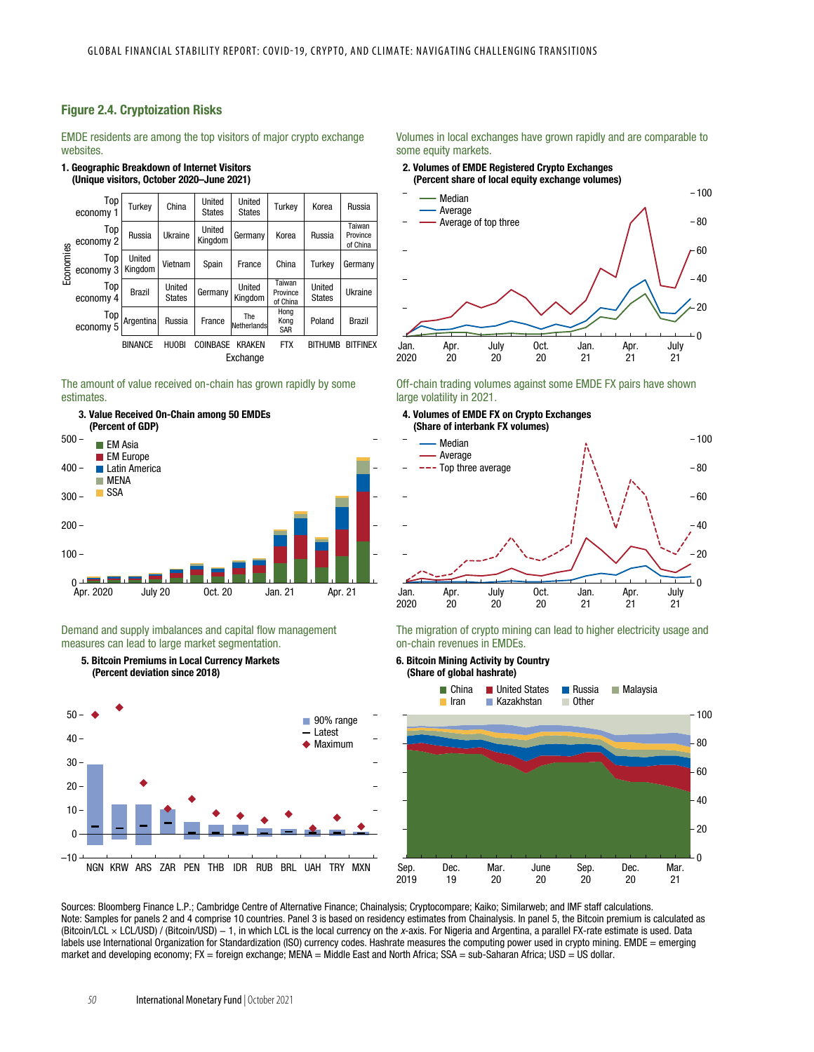### Figure 2.4. Cryptoization Risks

EMDE residents are among the top visitors of major crypto exchange websites.

**1. Geographic Breakdown of Internet Visitors (Unique visitors, October 2020–June 2021)**

| Economies | BINANCE | HUOBI | COINBASE | KRAKEN | FTX | BITHUMB | BITFINEX |
|---|---|---|---|---|---|---|---|
| Top economy 1 | Turkey | China | United States | United States | Turkey | Korea | Russia |
| Top economy 2 | Russia | Ukraine | United Kingdom | Germany | Korea | Russia | Taiwan Province of China |
| Top economy 3 | United Kingdom | Vietnam | Spain | France | China | Turkey | Germany |
| Top economy 4 | Brazil | United States | Germany | United Kingdom | Taiwan Province of China | United States | Ukraine |
| Top economy 5 | Argentina | Russia | France | The Netherlands | Hong Kong SAR | Poland | Brazil |

Exchange

Volumes in local exchanges have grown rapidly and are comparable to some equity markets.

**2. Volumes of EMDE Registered Crypto Exchanges (Percent share of local equity exchange volumes)**

The amount of value received on-chain has grown rapidly by some estimates.

**3. Value Received On-Chain among 50 EMDEs (Percent of GDP)**

Off-chain trading volumes against some EMDE FX pairs have shown large volatility in 2021.

**4. Volumes of EMDE FX on Crypto Exchanges (Share of interbank FX volumes)**

Demand and supply imbalances and capital flow management measures can lead to large market segmentation.

**5. Bitcoin Premiums in Local Currency Markets (Percent deviation since 2018)**

The migration of crypto mining can lead to higher electricity usage and on-chain revenues in EMDEs.

**6. Bitcoin Mining Activity by Country (Share of global hashrate)**

Sources: Bloomberg Finance L.P.; Cambridge Centre of Alternative Finance; Chainalysis; Cryptocompare; Kaiko; Similarweb; and IMF staff calculations.
Note: Samples for panels 2 and 4 comprise 10 countries. Panel 3 is based on residency estimates from Chainalysis. In panel 5, the Bitcoin premium is calculated as (Bitcoin/LCL × LCL/USD) / (Bitcoin/USD) – 1, in which LCL is the local currency on the *x*-axis. For Nigeria and Argentina, a parallel FX-rate estimate is used. Data labels use International Organization for Standardization (ISO) currency codes. Hashrate measures the computing power used in crypto mining. EMDE = emerging market and developing economy; FX = foreign exchange; MENA = Middle East and North Africa; SSA = sub-Saharan Africa; USD = US dollar.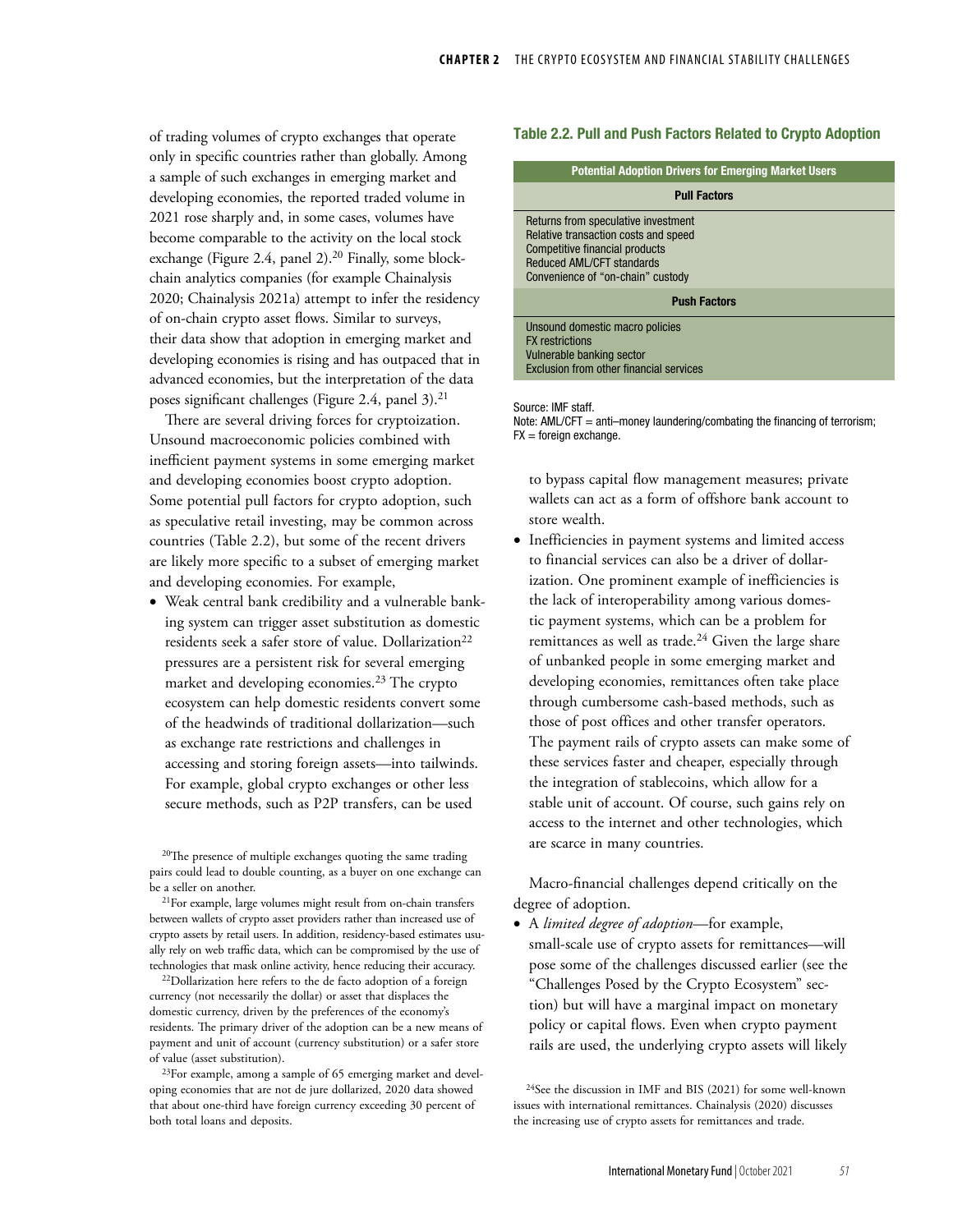of trading volumes of crypto exchanges that operate only in specific countries rather than globally. Among a sample of such exchanges in emerging market and developing economies, the reported traded volume in 2021 rose sharply and, in some cases, volumes have become comparable to the activity on the local stock exchange (Figure 2.4, panel 2).[20] Finally, some blockchain analytics companies (for example Chainalysis 2020; Chainalysis 2021a) attempt to infer the residency of on-chain crypto asset flows. Similar to surveys, their data show that adoption in emerging market and developing economies is rising and has outpaced that in advanced economies, but the interpretation of the data poses significant challenges (Figure 2.4, panel 3).[21]

There are several driving forces for cryptoization. Unsound macroeconomic policies combined with inefficient payment systems in some emerging market and developing economies boost crypto adoption. Some potential pull factors for crypto adoption, such as speculative retail investing, may be common across countries (Table 2.2), but some of the recent drivers are likely more specific to a subset of emerging market and developing economies. For example,

- Weak central bank credibility and a vulnerable banking system can trigger asset substitution as domestic residents seek a safer store of value. Dollarization[22] pressures are a persistent risk for several emerging market and developing economies.[23] The crypto ecosystem can help domestic residents convert some of the headwinds of traditional dollarization—such as exchange rate restrictions and challenges in accessing and storing foreign assets—into tailwinds. For example, global crypto exchanges or other less secure methods, such as P2P transfers, can be used to bypass capital flow management measures; private wallets can act as a form of offshore bank account to store wealth.
- Inefficiencies in payment systems and limited access to financial services can also be a driver of dollarization. One prominent example of inefficiencies is the lack of interoperability among various domestic payment systems, which can be a problem for remittances as well as trade.[24] Given the large share of unbanked people in some emerging market and developing economies, remittances often take place through cumbersome cash-based methods, such as those of post offices and other transfer operators. The payment rails of crypto assets can make some of these services faster and cheaper, especially through the integration of stablecoins, which allow for a stable unit of account. Of course, such gains rely on access to the internet and other technologies, which are scarce in many countries.

Macro-financial challenges depend critically on the degree of adoption.

- A *limited degree of adoption*—for example, small-scale use of crypto assets for remittances—will pose some of the challenges discussed earlier (see the "Challenges Posed by the Crypto Ecosystem" section) but will have a marginal impact on monetary policy or capital flows. Even when crypto payment rails are used, the underlying crypto assets will likely

**Table 2.2. Pull and Push Factors Related to Crypto Adoption**

| Potential Adoption Drivers for Emerging Market Users |
|---|
| **Pull Factors** |
| Returns from speculative investment<br>Relative transaction costs and speed<br>Competitive financial products<br>Reduced AML/CFT standards<br>Convenience of "on-chain" custody |
| **Push Factors** |
| Unsound domestic macro policies<br>FX restrictions<br>Vulnerable banking sector<br>Exclusion from other financial services |

Source: IMF staff.
Note: AML/CFT = anti–money laundering/combating the financing of terrorism; FX = foreign exchange.

[20] The presence of multiple exchanges quoting the same trading pairs could lead to double counting, as a buyer on one exchange can be a seller on another.

[21] For example, large volumes might result from on-chain transfers between wallets of crypto asset providers rather than increased use of crypto assets by retail users. In addition, residency-based estimates usually rely on web traffic data, which can be compromised by the use of technologies that mask online activity, hence reducing their accuracy.

[22] Dollarization here refers to the de facto adoption of a foreign currency (not necessarily the dollar) or asset that displaces the domestic currency, driven by the preferences of the economy's residents. The primary driver of the adoption can be a new means of payment and unit of account (currency substitution) or a safer store of value (asset substitution).

[23] For example, among a sample of 65 emerging market and developing economies that are not de jure dollarized, 2020 data showed that about one-third have foreign currency exceeding 30 percent of both total loans and deposits.

[24] See the discussion in IMF and BIS (2021) for some well-known issues with international remittances. Chainalysis (2020) discusses the increasing use of crypto assets for remittances and trade.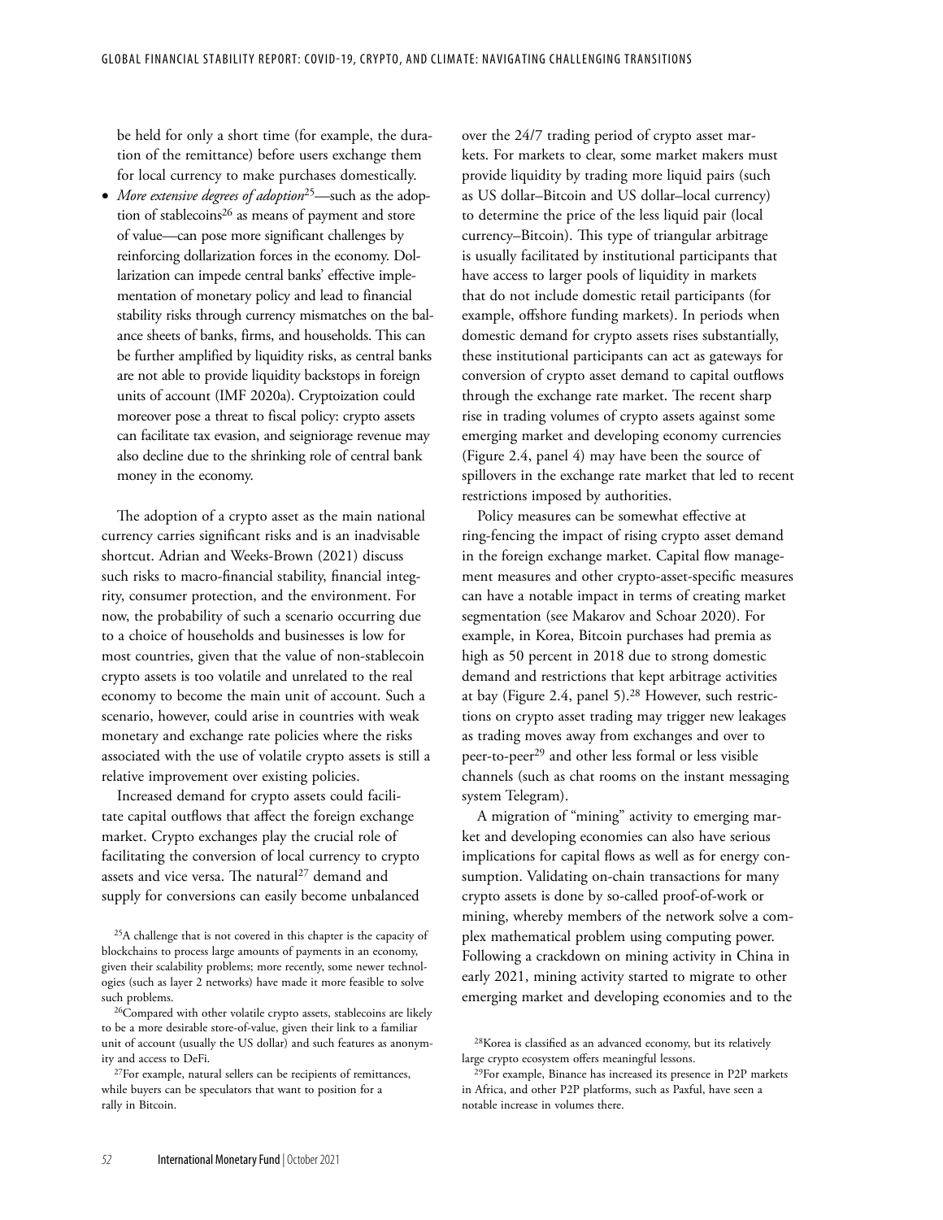be held for only a short time (for example, the duration of the remittance) before users exchange them for local currency to make purchases domestically.

- *More extensive degrees of adoption*[25]—such as the adoption of stablecoins[26] as means of payment and store of value—can pose more significant challenges by reinforcing dollarization forces in the economy. Dollarization can impede central banks' effective implementation of monetary policy and lead to financial stability risks through currency mismatches on the balance sheets of banks, firms, and households. This can be further amplified by liquidity risks, as central banks are not able to provide liquidity backstops in foreign units of account (IMF 2020a). Cryptoization could moreover pose a threat to fiscal policy: crypto assets can facilitate tax evasion, and seigniorage revenue may also decline due to the shrinking role of central bank money in the economy.

The adoption of a crypto asset as the main national currency carries significant risks and is an inadvisable shortcut. Adrian and Weeks-Brown (2021) discuss such risks to macro-financial stability, financial integrity, consumer protection, and the environment. For now, the probability of such a scenario occurring due to a choice of households and businesses is low for most countries, given that the value of non-stablecoin crypto assets is too volatile and unrelated to the real economy to become the main unit of account. Such a scenario, however, could arise in countries with weak monetary and exchange rate policies where the risks associated with the use of volatile crypto assets is still a relative improvement over existing policies.

Increased demand for crypto assets could facilitate capital outflows that affect the foreign exchange market. Crypto exchanges play the crucial role of facilitating the conversion of local currency to crypto assets and vice versa. The natural[27] demand and supply for conversions can easily become unbalanced over the 24/7 trading period of crypto asset markets. For markets to clear, some market makers must provide liquidity by trading more liquid pairs (such as US dollar–Bitcoin and US dollar–local currency) to determine the price of the less liquid pair (local currency–Bitcoin). This type of triangular arbitrage is usually facilitated by institutional participants that have access to larger pools of liquidity in markets that do not include domestic retail participants (for example, offshore funding markets). In periods when domestic demand for crypto assets rises substantially, these institutional participants can act as gateways for conversion of crypto asset demand to capital outflows through the exchange rate market. The recent sharp rise in trading volumes of crypto assets against some emerging market and developing economy currencies (Figure 2.4, panel 4) may have been the source of spillovers in the exchange rate market that led to recent restrictions imposed by authorities.

Policy measures can be somewhat effective at ring-fencing the impact of rising crypto asset demand in the foreign exchange market. Capital flow management measures and other crypto-asset-specific measures can have a notable impact in terms of creating market segmentation (see Makarov and Schoar 2020). For example, in Korea, Bitcoin purchases had premia as high as 50 percent in 2018 due to strong domestic demand and restrictions that kept arbitrage activities at bay (Figure 2.4, panel 5).[28] However, such restrictions on crypto asset trading may trigger new leakages as trading moves away from exchanges and over to peer-to-peer[29] and other less formal or less visible channels (such as chat rooms on the instant messaging system Telegram).

A migration of "mining" activity to emerging market and developing economies can also have serious implications for capital flows as well as for energy consumption. Validating on-chain transactions for many crypto assets is done by so-called proof-of-work or mining, whereby members of the network solve a complex mathematical problem using computing power. Following a crackdown on mining activity in China in early 2021, mining activity started to migrate to other emerging market and developing economies and to the

[25] A challenge that is not covered in this chapter is the capacity of blockchains to process large amounts of payments in an economy, given their scalability problems; more recently, some newer technologies (such as layer 2 networks) have made it more feasible to solve such problems.

[26] Compared with other volatile crypto assets, stablecoins are likely to be a more desirable store-of-value, given their link to a familiar unit of account (usually the US dollar) and such features as anonymity and access to DeFi.

[27] For example, natural sellers can be recipients of remittances, while buyers can be speculators that want to position for a rally in Bitcoin.

[28] Korea is classified as an advanced economy, but its relatively large crypto ecosystem offers meaningful lessons.

[29] For example, Binance has increased its presence in P2P markets in Africa, and other P2P platforms, such as Paxful, have seen a notable increase in volumes there.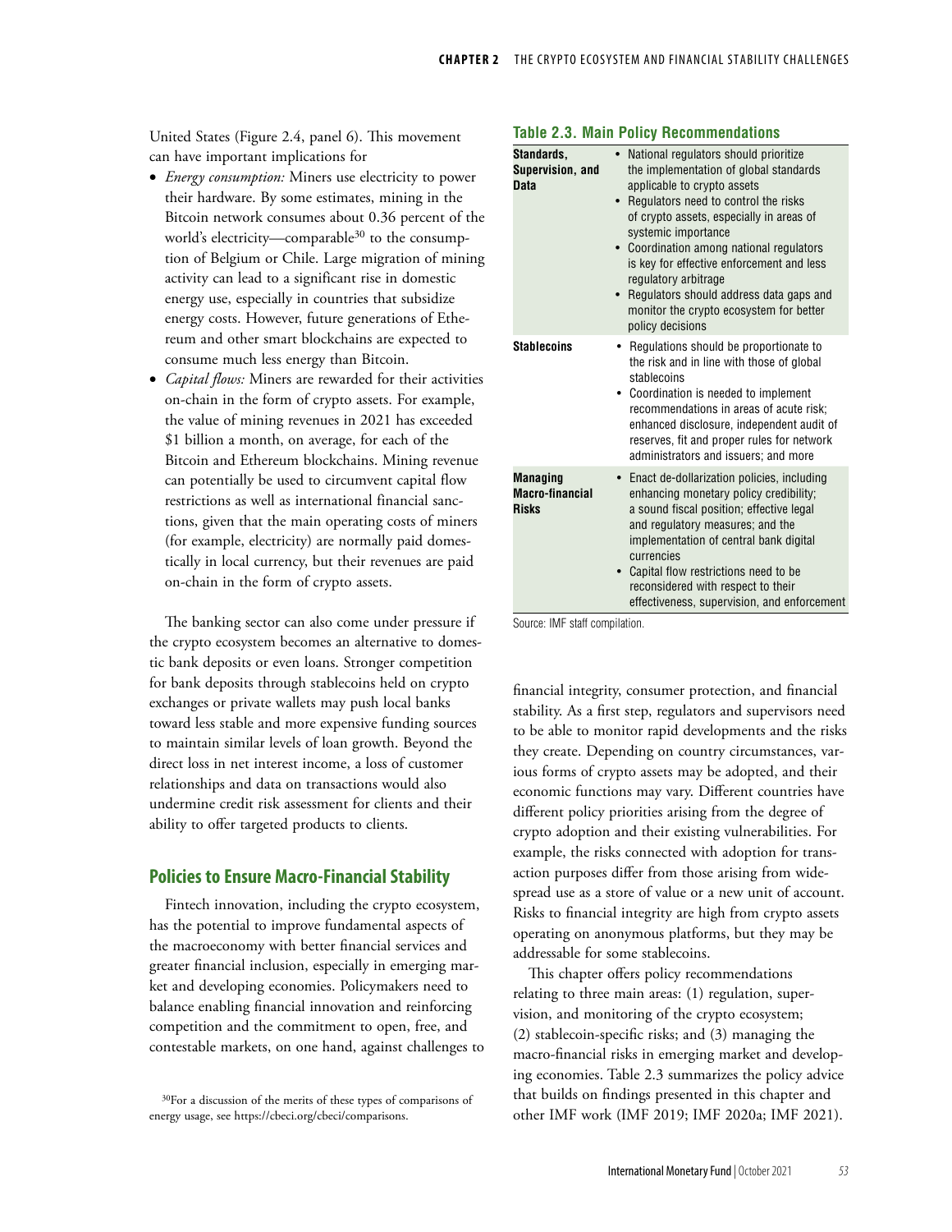United States (Figure 2.4, panel 6). This movement can have important implications for

- *Energy consumption:* Miners use electricity to power their hardware. By some estimates, mining in the Bitcoin network consumes about 0.36 percent of the world's electricity—comparable[30] to the consumption of Belgium or Chile. Large migration of mining activity can lead to a significant rise in domestic energy use, especially in countries that subsidize energy costs. However, future generations of Ethereum and other smart blockchains are expected to consume much less energy than Bitcoin.
- *Capital flows:* Miners are rewarded for their activities on-chain in the form of crypto assets. For example, the value of mining revenues in 2021 has exceeded $1 billion a month, on average, for each of the Bitcoin and Ethereum blockchains. Mining revenue can potentially be used to circumvent capital flow restrictions as well as international financial sanctions, given that the main operating costs of miners (for example, electricity) are normally paid domestically in local currency, but their revenues are paid on-chain in the form of crypto assets.

The banking sector can also come under pressure if the crypto ecosystem becomes an alternative to domestic bank deposits or even loans. Stronger competition for bank deposits through stablecoins held on crypto exchanges or private wallets may push local banks toward less stable and more expensive funding sources to maintain similar levels of loan growth. Beyond the direct loss in net interest income, a loss of customer relationships and data on transactions would also undermine credit risk assessment for clients and their ability to offer targeted products to clients.

## Policies to Ensure Macro-Financial Stability

Fintech innovation, including the crypto ecosystem, has the potential to improve fundamental aspects of the macroeconomy with better financial services and greater financial inclusion, especially in emerging market and developing economies. Policymakers need to balance enabling financial innovation and reinforcing competition and the commitment to open, free, and contestable markets, on one hand, against challenges to financial integrity, consumer protection, and financial stability. As a first step, regulators and supervisors need to be able to monitor rapid developments and the risks they create. Depending on country circumstances, various forms of crypto assets may be adopted, and their economic functions may vary. Different countries have different policy priorities arising from the degree of crypto adoption and their existing vulnerabilities. For example, the risks connected with adoption for transaction purposes differ from those arising from widespread use as a store of value or a new unit of account. Risks to financial integrity are high from crypto assets operating on anonymous platforms, but they may be addressable for some stablecoins.

This chapter offers policy recommendations relating to three main areas: (1) regulation, supervision, and monitoring of the crypto ecosystem; (2) stablecoin-specific risks; and (3) managing the macro-financial risks in emerging market and developing economies. Table 2.3 summarizes the policy advice that builds on findings presented in this chapter and other IMF work (IMF 2019; IMF 2020a; IMF 2021).

**Table 2.3. Main Policy Recommendations**

| | |
|---|---|
| **Standards, Supervision, and Data** | • National regulators should prioritize the implementation of global standards applicable to crypto assets<br>• Regulators need to control the risks of crypto assets, especially in areas of systemic importance<br>• Coordination among national regulators is key for effective enforcement and less regulatory arbitrage<br>• Regulators should address data gaps and monitor the crypto ecosystem for better policy decisions |
| **Stablecoins** | • Regulations should be proportionate to the risk and in line with those of global stablecoins<br>• Coordination is needed to implement recommendations in areas of acute risk; enhanced disclosure, independent audit of reserves, fit and proper rules for network administrators and issuers; and more |
| **Managing Macro-financial Risks** | • Enact de-dollarization policies, including enhancing monetary policy credibility; a sound fiscal position; effective legal and regulatory measures; and the implementation of central bank digital currencies<br>• Capital flow restrictions need to be reconsidered with respect to their effectiveness, supervision, and enforcement |

Source: IMF staff compilation.

[30]For a discussion of the merits of these types of comparisons of energy usage, see https://cbeci.org/cbeci/comparisons.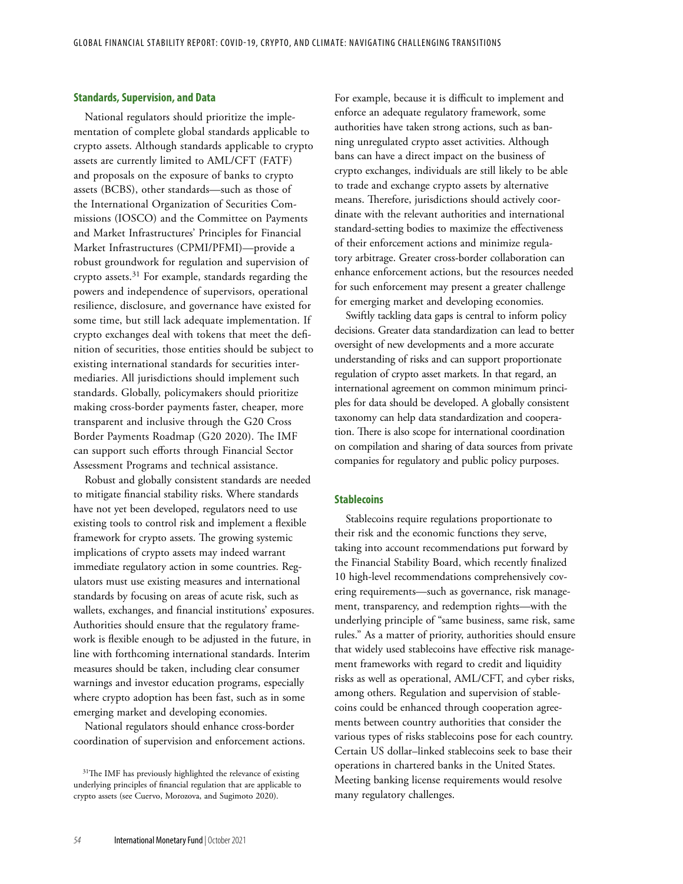### Standards, Supervision, and Data

National regulators should prioritize the implementation of complete global standards applicable to crypto assets. Although standards applicable to crypto assets are currently limited to AML/CFT (FATF) and proposals on the exposure of banks to crypto assets (BCBS), other standards—such as those of the International Organization of Securities Commissions (IOSCO) and the Committee on Payments and Market Infrastructures' Principles for Financial Market Infrastructures (CPMI/PFMI)—provide a robust groundwork for regulation and supervision of crypto assets.[31] For example, standards regarding the powers and independence of supervisors, operational resilience, disclosure, and governance have existed for some time, but still lack adequate implementation. If crypto exchanges deal with tokens that meet the definition of securities, those entities should be subject to existing international standards for securities intermediaries. All jurisdictions should implement such standards. Globally, policymakers should prioritize making cross-border payments faster, cheaper, more transparent and inclusive through the G20 Cross Border Payments Roadmap (G20 2020). The IMF can support such efforts through Financial Sector Assessment Programs and technical assistance.

Robust and globally consistent standards are needed to mitigate financial stability risks. Where standards have not yet been developed, regulators need to use existing tools to control risk and implement a flexible framework for crypto assets. The growing systemic implications of crypto assets may indeed warrant immediate regulatory action in some countries. Regulators must use existing measures and international standards by focusing on areas of acute risk, such as wallets, exchanges, and financial institutions' exposures. Authorities should ensure that the regulatory framework is flexible enough to be adjusted in the future, in line with forthcoming international standards. Interim measures should be taken, including clear consumer warnings and investor education programs, especially where crypto adoption has been fast, such as in some emerging market and developing economies.

National regulators should enhance cross-border coordination of supervision and enforcement actions. For example, because it is difficult to implement and enforce an adequate regulatory framework, some authorities have taken strong actions, such as banning unregulated crypto asset activities. Although bans can have a direct impact on the business of crypto exchanges, individuals are still likely to be able to trade and exchange crypto assets by alternative means. Therefore, jurisdictions should actively coordinate with the relevant authorities and international standard-setting bodies to maximize the effectiveness of their enforcement actions and minimize regulatory arbitrage. Greater cross-border collaboration can enhance enforcement actions, but the resources needed for such enforcement may present a greater challenge for emerging market and developing economies.

Swiftly tackling data gaps is central to inform policy decisions. Greater data standardization can lead to better oversight of new developments and a more accurate understanding of risks and can support proportionate regulation of crypto asset markets. In that regard, an international agreement on common minimum principles for data should be developed. A globally consistent taxonomy can help data standardization and cooperation. There is also scope for international coordination on compilation and sharing of data sources from private companies for regulatory and public policy purposes.

### Stablecoins

Stablecoins require regulations proportionate to their risk and the economic functions they serve, taking into account recommendations put forward by the Financial Stability Board, which recently finalized 10 high-level recommendations comprehensively covering requirements—such as governance, risk management, transparency, and redemption rights—with the underlying principle of "same business, same risk, same rules." As a matter of priority, authorities should ensure that widely used stablecoins have effective risk management frameworks with regard to credit and liquidity risks as well as operational, AML/CFT, and cyber risks, among others. Regulation and supervision of stablecoins could be enhanced through cooperation agreements between country authorities that consider the various types of risks stablecoins pose for each country. Certain US dollar–linked stablecoins seek to base their operations in chartered banks in the United States. Meeting banking license requirements would resolve many regulatory challenges.

[31]The IMF has previously highlighted the relevance of existing underlying principles of financial regulation that are applicable to crypto assets (see Cuervo, Morozova, and Sugimoto 2020).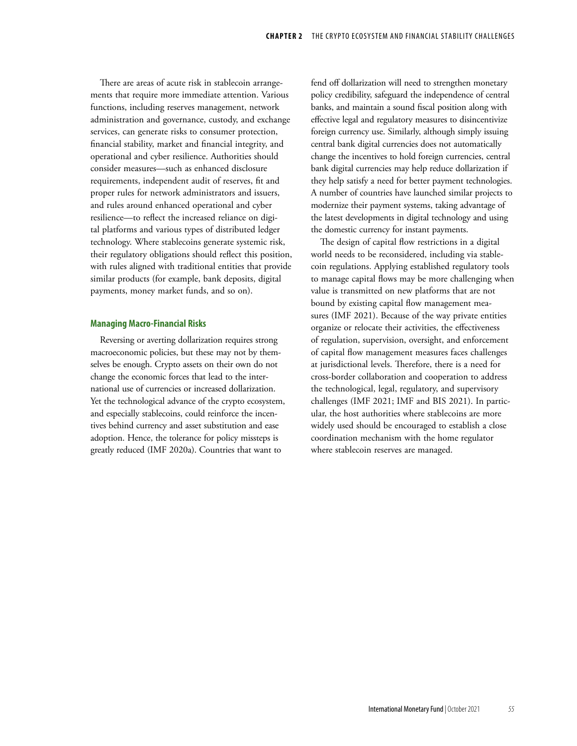There are areas of acute risk in stablecoin arrangements that require more immediate attention. Various functions, including reserves management, network administration and governance, custody, and exchange services, can generate risks to consumer protection, financial stability, market and financial integrity, and operational and cyber resilience. Authorities should consider measures—such as enhanced disclosure requirements, independent audit of reserves, fit and proper rules for network administrators and issuers, and rules around enhanced operational and cyber resilience—to reflect the increased reliance on digital platforms and various types of distributed ledger technology. Where stablecoins generate systemic risk, their regulatory obligations should reflect this position, with rules aligned with traditional entities that provide similar products (for example, bank deposits, digital payments, money market funds, and so on).

### Managing Macro-Financial Risks

Reversing or averting dollarization requires strong macroeconomic policies, but these may not by themselves be enough. Crypto assets on their own do not change the economic forces that lead to the international use of currencies or increased dollarization. Yet the technological advance of the crypto ecosystem, and especially stablecoins, could reinforce the incentives behind currency and asset substitution and ease adoption. Hence, the tolerance for policy missteps is greatly reduced (IMF 2020a). Countries that want to fend off dollarization will need to strengthen monetary policy credibility, safeguard the independence of central banks, and maintain a sound fiscal position along with effective legal and regulatory measures to disincentivize foreign currency use. Similarly, although simply issuing central bank digital currencies does not automatically change the incentives to hold foreign currencies, central bank digital currencies may help reduce dollarization if they help satisfy a need for better payment technologies. A number of countries have launched similar projects to modernize their payment systems, taking advantage of the latest developments in digital technology and using the domestic currency for instant payments.

The design of capital flow restrictions in a digital world needs to be reconsidered, including via stablecoin regulations. Applying established regulatory tools to manage capital flows may be more challenging when value is transmitted on new platforms that are not bound by existing capital flow management measures (IMF 2021). Because of the way private entities organize or relocate their activities, the effectiveness of regulation, supervision, oversight, and enforcement of capital flow management measures faces challenges at jurisdictional levels. Therefore, there is a need for cross-border collaboration and cooperation to address the technological, legal, regulatory, and supervisory challenges (IMF 2021; IMF and BIS 2021). In particular, the host authorities where stablecoins are more widely used should be encouraged to establish a close coordination mechanism with the home regulator where stablecoin reserves are managed.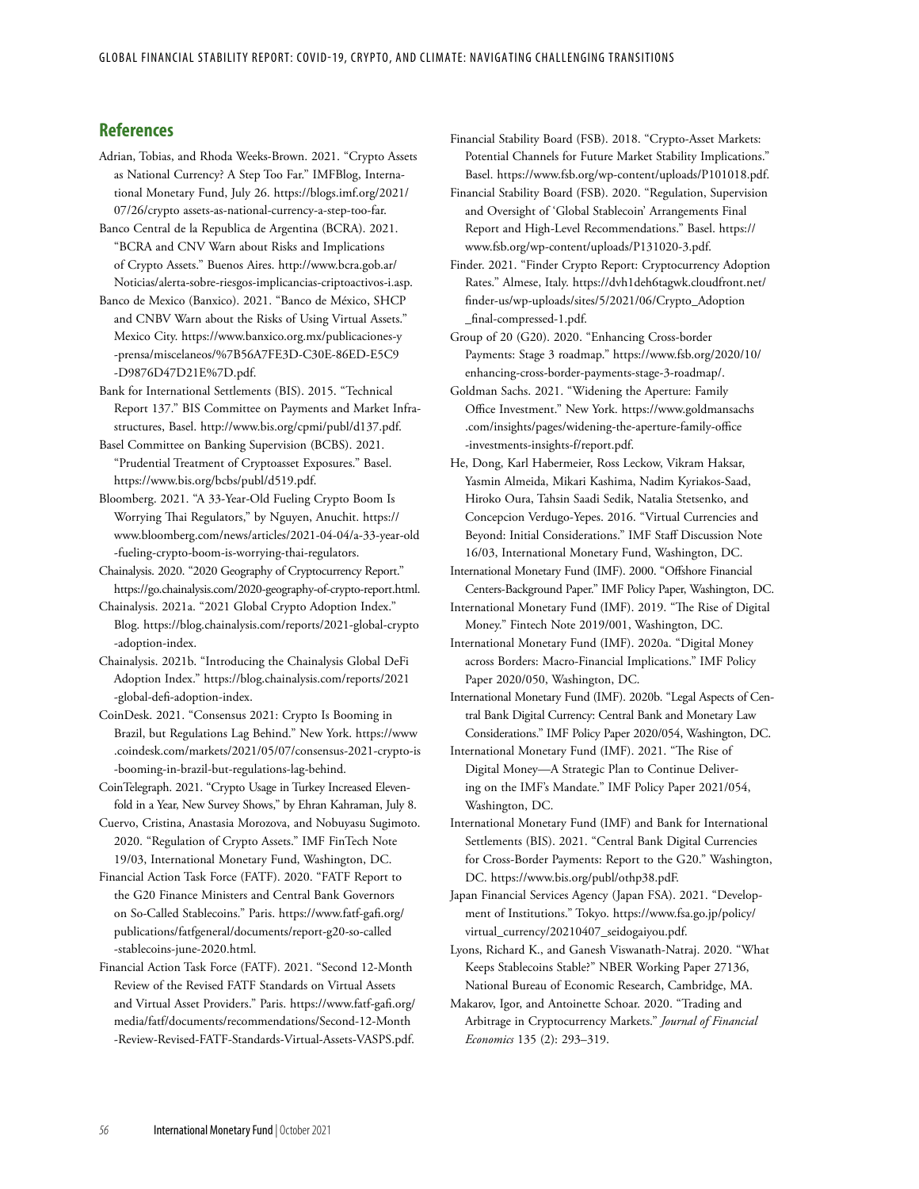## References

Adrian, Tobias, and Rhoda Weeks-Brown. 2021. "Crypto Assets as National Currency? A Step Too Far." IMFBlog, International Monetary Fund, July 26. https://blogs.imf.org/2021/07/26/crypto assets-as-national-currency-a-step-too-far.

Banco Central de la Republica de Argentina (BCRA). 2021. "BCRA and CNV Warn about Risks and Implications of Crypto Assets." Buenos Aires. http://www.bcra.gob.ar/Noticias/alerta-sobre-riesgos-implicancias-criptoactivos-i.asp.

Banco de Mexico (Banxico). 2021. "Banco de México, SHCP and CNBV Warn about the Risks of Using Virtual Assets." Mexico City. https://www.banxico.org.mx/publicaciones-y-prensa/miscelaneos/%7B56A7FE3D-C30E-86ED-E5C9-D9876D47D21E%7D.pdf.

Bank for International Settlements (BIS). 2015. "Technical Report 137." BIS Committee on Payments and Market Infrastructures, Basel. http://www.bis.org/cpmi/publ/d137.pdf.

Basel Committee on Banking Supervision (BCBS). 2021. "Prudential Treatment of Cryptoasset Exposures." Basel. https://www.bis.org/bcbs/publ/d519.pdf.

Bloomberg. 2021. "A 33-Year-Old Fueling Crypto Boom Is Worrying Thai Regulators." https://www.bloomberg.com/news/articles/2021-04-04/a-33-year-old-fueling-crypto-boom-is-worrying-thai-regulators.

Chainalysis. 2020. "2020 Geography of Cryptocurrency Report." https://go.chainalysis.com/2020-geography-of-crypto-report.html.

Chainalysis. 2021a. "2021 Global Crypto Adoption Index." Blog. https://blog.chainalysis.com/reports/2021-global-crypto-adoption-index.

Chainalysis. 2021b. "Introducing the Chainalysis Global DeFi Adoption Index." https://blog.chainalysis.com/reports/2021-global-defi-adoption-index.

CoinDesk. 2021. "Consensus 2021: Crypto Is Booming in Brazil, but Regulations Lag Behind." New York. https://www.coindesk.com/markets/2021/05/07/consensus-2021-crypto-is-booming-in-brazil-but-regulations-lag-behind.

CoinTelegraph. 2021. "Crypto Usage in Turkey Increased Elevenfold in a Year, New Survey Shows," by Ehran Kahraman, July 8.

Cuervo, Cristina, Anastasia Morozova, and Nobuyasu Sugimoto. 2020. "Regulation of Crypto Assets." IMF FinTech Note 19/03, International Monetary Fund, Washington, DC.

Financial Action Task Force (FATF). 2020. "FATF Report to the G20 Finance Ministers and Central Bank Governors on So-Called Stablecoins." Paris. https://www.fatf-gafi.org/publications/fatfgeneral/documents/report-g20-so-called-stablecoins-june-2020.html.

Financial Action Task Force (FATF). 2021. "Second 12-Month Review of the Revised FATF Standards on Virtual Assets and Virtual Asset Providers." Paris. https://www.fatf-gafi.org/media/fatf/documents/recommendations/Second-12-Month-Review-Revised-FATF-Standards-Virtual-Assets-VASPS.pdf.

Financial Stability Board (FSB). 2018. "Crypto-Asset Markets: Potential Channels for Future Market Stability Implications." Basel. https://www.fsb.org/wp-content/uploads/P101018.pdf.

Financial Stability Board (FSB). 2020. "Regulation, Supervision and Oversight of 'Global Stablecoin' Arrangements Final Report and High-Level Recommendations." Basel. https://www.fsb.org/wp-content/uploads/P131020-3.pdf.

Finder. 2021. "Finder Crypto Report: Cryptocurrency Adoption Rates." Almese, Italy. https://dvh1deh6tagwk.cloudfront.net/finder-us/wp-uploads/sites/5/2021/06/Crypto_Adoption_final-compressed-1.pdf.

Group of 20 (G20). 2020. "Enhancing Cross-border Payments: Stage 3 roadmap." https://www.fsb.org/2020/10/enhancing-cross-border-payments-stage-3-roadmap/.

Goldman Sachs. 2021. "Widening the Aperture: Family Office Investment." New York. https://www.goldmansachs.com/insights/pages/widening-the-aperture-family-office-investments-insights-f/report.pdf.

He, Dong, Karl Habermeier, Ross Leckow, Vikram Haksar, Yasmin Almeida, Mikari Kashima, Nadim Kyriakos-Saad, Hiroko Oura, Tahsin Saadi Sedik, Natalia Stetsenko, and Concepcion Verdugo-Yepes. 2016. "Virtual Currencies and Beyond: Initial Considerations." IMF Staff Discussion Note 16/03, International Monetary Fund, Washington, DC.

International Monetary Fund (IMF). 2000. "Offshore Financial Centers-Background Paper." IMF Policy Paper, Washington, DC.

International Monetary Fund (IMF). 2019. "The Rise of Digital Money." Fintech Note 2019/001, Washington, DC.

International Monetary Fund (IMF). 2020a. "Digital Money across Borders: Macro-Financial Implications." IMF Policy Paper 2020/050, Washington, DC.

International Monetary Fund (IMF). 2020b. "Legal Aspects of Central Bank Digital Currency: Central Bank and Monetary Law Considerations." IMF Policy Paper 2020/054, Washington, DC.

International Monetary Fund (IMF). 2021. "The Rise of Digital Money—A Strategic Plan to Continue Delivering on the IMF's Mandate." IMF Policy Paper 2021/054, Washington, DC.

International Monetary Fund (IMF) and Bank for International Settlements (BIS). 2021. "Central Bank Digital Currencies for Cross-Border Payments: Report to the G20." Washington, DC. https://www.bis.org/publ/othp38.pdF.

Japan Financial Services Agency (Japan FSA). 2021. "Development of Institutions." Tokyo. https://www.fsa.go.jp/policy/virtual_currency/20210407_seidogaiyou.pdf.

Lyons, Richard K., and Ganesh Viswanath-Natraj. 2020. "What Keeps Stablecoins Stable?" NBER Working Paper 27136, National Bureau of Economic Research, Cambridge, MA.

Makarov, Igor, and Antoinette Schoar. 2020. "Trading and Arbitrage in Cryptocurrency Markets." *Journal of Financial Economics* 135 (2): 293–319.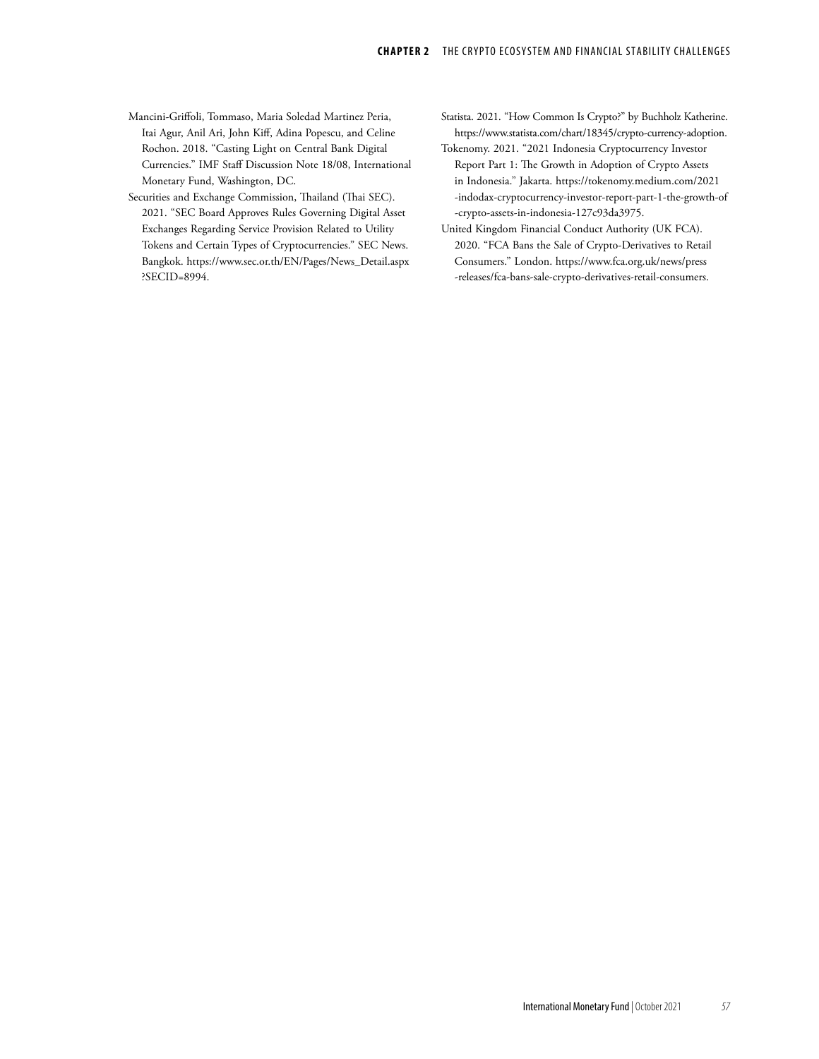Mancini-Griffoli, Tommaso, Maria Soledad Martinez Peria, Itai Agur, Anil Ari, John Kiff, Adina Popescu, and Celine Rochon. 2018. "Casting Light on Central Bank Digital Currencies." IMF Staff Discussion Note 18/08, International Monetary Fund, Washington, DC.

Securities and Exchange Commission, Thailand (Thai SEC). 2021. "SEC Board Approves Rules Governing Digital Asset Exchanges Regarding Service Provision Related to Utility Tokens and Certain Types of Cryptocurrencies." SEC News. Bangkok. https://www.sec.or.th/EN/Pages/News_Detail.aspx?SECID=8994.

Statista. 2021. "How Common Is Crypto?" by Buchholz Katherine. https://www.statista.com/chart/18345/crypto-currency-adoption.

Tokenomy. 2021. "2021 Indonesia Cryptocurrency Investor Report Part 1: The Growth in Adoption of Crypto Assets in Indonesia." Jakarta. https://tokenomy.medium.com/2021-indodax-cryptocurrency-investor-report-part-1-the-growth-of-crypto-assets-in-indonesia-127c93da3975.

United Kingdom Financial Conduct Authority (UK FCA). 2020. "FCA Bans the Sale of Crypto-Derivatives to Retail Consumers." London. https://www.fca.org.uk/news/press-releases/fca-bans-sale-crypto-derivatives-retail-consumers.